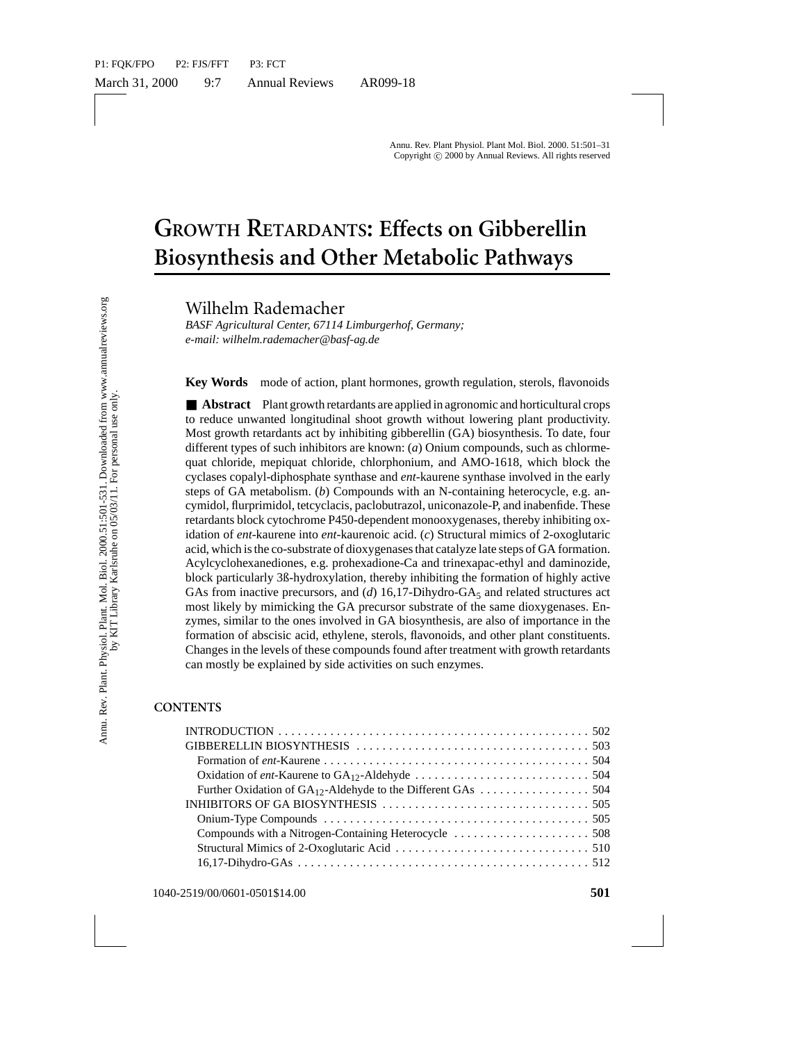# GROWTH RETARDANTS: Effects on Gibberellin Biosynthesis and Other Metabolic Pathways

Wilhelm Rademacher

*BASF Agricultural Center, 67114 Limburgerhof, Germany; e-mail: wilhelm.rademacher@basf-ag.de*

**Key Words** mode of action, plant hormones, growth regulation, sterols, flavonoids

■ **Abstract** Plant growth retardants are applied in agronomic and horticultural crops to reduce unwanted longitudinal shoot growth without lowering plant productivity. Most growth retardants act by inhibiting gibberellin (GA) biosynthesis. To date, four different types of such inhibitors are known: (*a*) Onium compounds, such as chlormequat chloride, mepiquat chloride, chlorphonium, and AMO-1618, which block the cyclases copalyl-diphosphate synthase and *ent*-kaurene synthase involved in the early steps of GA metabolism. (*b*) Compounds with an N-containing heterocycle, e.g. ancymidol, flurprimidol, tetcyclacis, paclobutrazol, uniconazole-P, and inabenfide. These retardants block cytochrome P450-dependent monooxygenases, thereby inhibiting oxidation of *ent*-kaurene into *ent*-kaurenoic acid. (*c*) Structural mimics of 2-oxoglutaric acid, which is the co-substrate of dioxygenases that catalyze late steps of GA formation. Acylcyclohexanediones, e.g. prohexadione-Ca and trinexapac-ethyl and daminozide, block particularly 3ß-hydroxylation, thereby inhibiting the formation of highly active GAs from inactive precursors, and (*d*) 16,17-Dihydro-$GA_5$ and related structures act most likely by mimicking the GA precursor substrate of the same dioxygenases. Enzymes, similar to the ones involved in GA biosynthesis, are also of importance in the formation of abscisic acid, ethylene, sterols, flavonoids, and other plant constituents. Changes in the levels of these compounds found after treatment with growth retardants can mostly be explained by side activities on such enzymes.

**CONTENTS**

INTRODUCTION . . . . . . . . . . 502
GIBBERELLIN BIOSYNTHESIS . . . . . . . . . . 503
  Formation of *ent*-Kaurene . . . . . . . . . . 504
  Oxidation of *ent*-Kaurene to $GA_{12}$-Aldehyde . . . . . . . . . . 504
  Further Oxidation of $GA_{12}$-Aldehyde to the Different GAs . . . . . . . . . . 504
INHIBITORS OF GA BIOSYNTHESIS . . . . . . . . . . 505
  Onium-Type Compounds . . . . . . . . . . 505
  Compounds with a Nitrogen-Containing Heterocycle . . . . . . . . . . 508
  Structural Mimics of 2-Oxoglutaric Acid . . . . . . . . . . 510
  16,17-Dihydro-GAs . . . . . . . . . . 512

1040-2519/00/0601-0501$14.00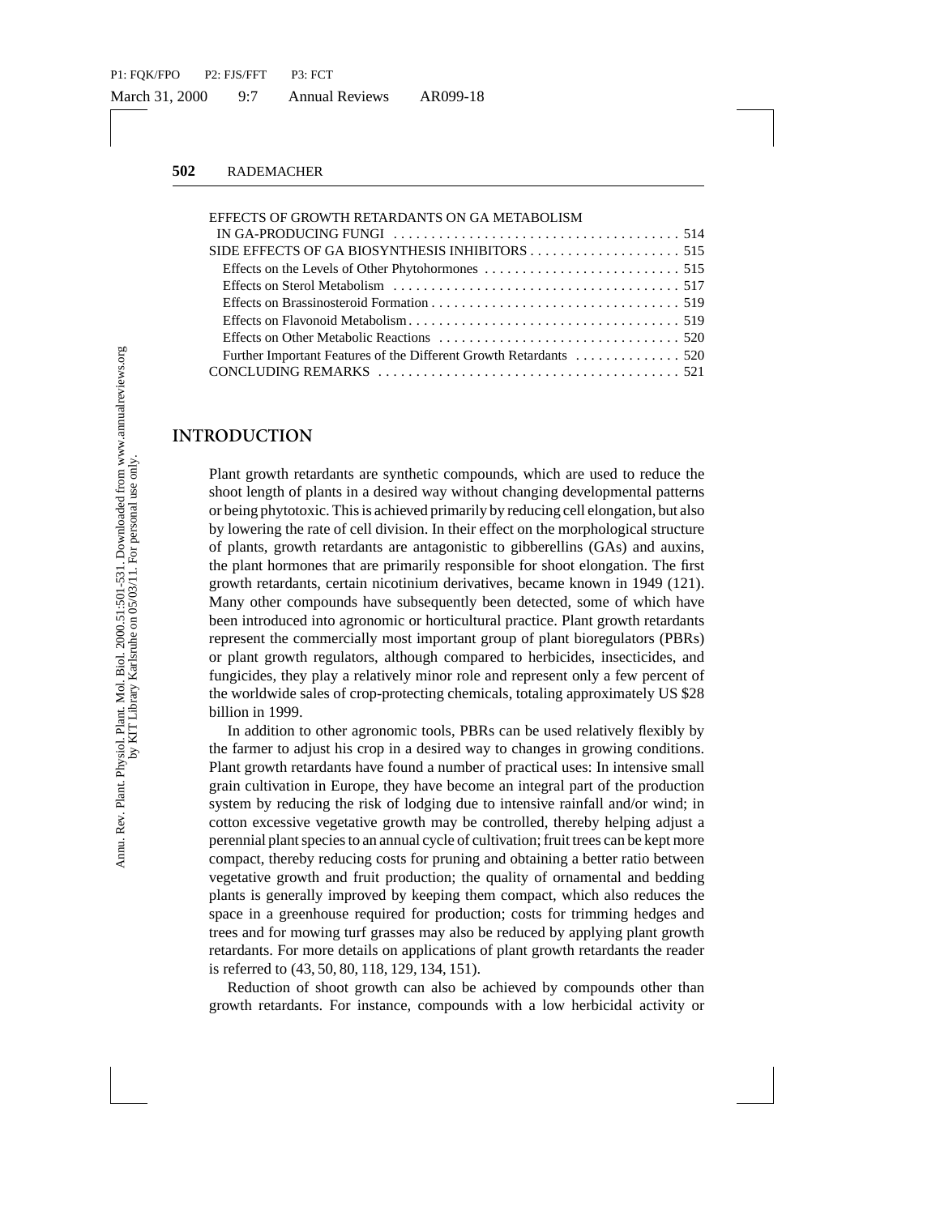EFFECTS OF GROWTH RETARDANTS ON GA METABOLISM IN GA-PRODUCING FUNGI . . . . . . . . . . . . . . . . . . . . . . . . . . . . . . . . . . . . . 514
SIDE EFFECTS OF GA BIOSYNTHESIS INHIBITORS . . . . . . . . . . . . . . . . . . . . 515
- Effects on the Levels of Other Phytohormones . . . . . . . . . . . . . . . . . . . . . . . . . . 515
- Effects on Sterol Metabolism . . . . . . . . . . . . . . . . . . . . . . . . . . . . . . . . . . . . . . 517
- Effects on Brassinosteroid Formation . . . . . . . . . . . . . . . . . . . . . . . . . . . . . . . . . 519
- Effects on Flavonoid Metabolism . . . . . . . . . . . . . . . . . . . . . . . . . . . . . . . . . . . . 519
- Effects on Other Metabolic Reactions . . . . . . . . . . . . . . . . . . . . . . . . . . . . . . . . 520
- Further Important Features of the Different Growth Retardants . . . . . . . . . . . . . 520

CONCLUDING REMARKS . . . . . . . . . . . . . . . . . . . . . . . . . . . . . . . . . . . . . . . . 521

## INTRODUCTION

Plant growth retardants are synthetic compounds, which are used to reduce the shoot length of plants in a desired way without changing developmental patterns or being phytotoxic. This is achieved primarily by reducing cell elongation, but also by lowering the rate of cell division. In their effect on the morphological structure of plants, growth retardants are antagonistic to gibberellins (GAs) and auxins, the plant hormones that are primarily responsible for shoot elongation. The first growth retardants, certain nicotinium derivatives, became known in 1949 (121). Many other compounds have subsequently been detected, some of which have been introduced into agronomic or horticultural practice. Plant growth retardants represent the commercially most important group of plant bioregulators (PBRs) or plant growth regulators, although compared to herbicides, insecticides, and fungicides, they play a relatively minor role and represent only a few percent of the worldwide sales of crop-protecting chemicals, totaling approximately US $28 billion in 1999.

In addition to other agronomic tools, PBRs can be used relatively flexibly by the farmer to adjust his crop in a desired way to changes in growing conditions. Plant growth retardants have found a number of practical uses: In intensive small grain cultivation in Europe, they have become an integral part of the production system by reducing the risk of lodging due to intensive rainfall and/or wind; in cotton excessive vegetative growth may be controlled, thereby helping adjust a perennial plant species to an annual cycle of cultivation; fruit trees can be kept more compact, thereby reducing costs for pruning and obtaining a better ratio between vegetative growth and fruit production; the quality of ornamental and bedding plants is generally improved by keeping them compact, which also reduces the space in a greenhouse required for production; costs for trimming hedges and trees and for mowing turf grasses may also be reduced by applying plant growth retardants. For more details on applications of plant growth retardants the reader is referred to (43, 50, 80, 118, 129, 134, 151).

Reduction of shoot growth can also be achieved by compounds other than growth retardants. For instance, compounds with a low herbicidal activity or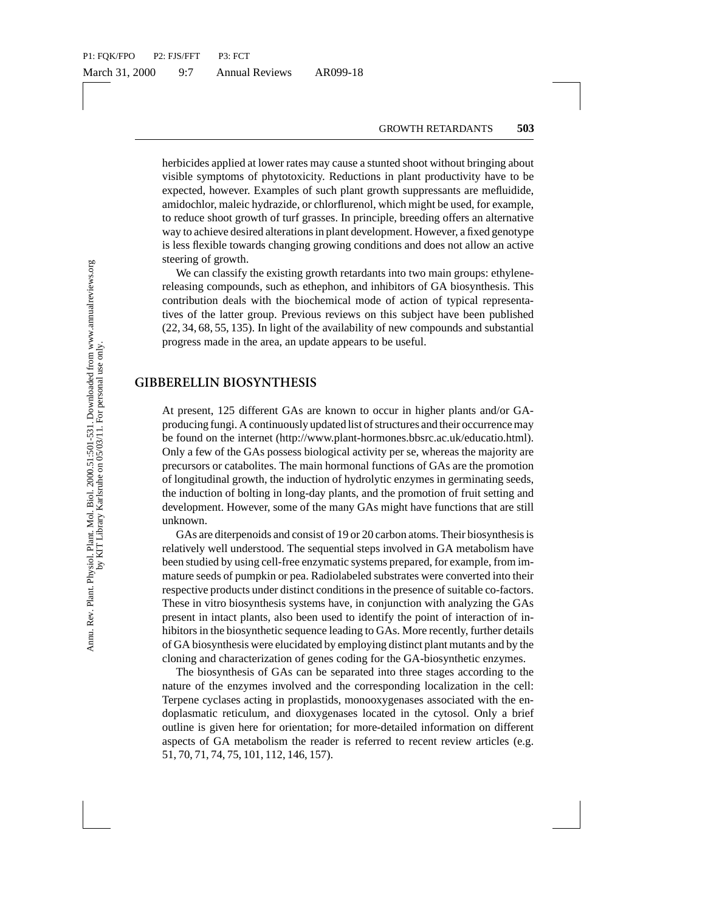herbicides applied at lower rates may cause a stunted shoot without bringing about visible symptoms of phytotoxicity. Reductions in plant productivity have to be expected, however. Examples of such plant growth suppressants are mefluidide, amidochlor, maleic hydrazide, or chlorflurenol, which might be used, for example, to reduce shoot growth of turf grasses. In principle, breeding offers an alternative way to achieve desired alterations in plant development. However, a fixed genotype is less flexible towards changing growing conditions and does not allow an active steering of growth.

We can classify the existing growth retardants into two main groups: ethylene-releasing compounds, such as ethephon, and inhibitors of GA biosynthesis. This contribution deals with the biochemical mode of action of typical representatives of the latter group. Previous reviews on this subject have been published (22, 34, 68, 55, 135). In light of the availability of new compounds and substantial progress made in the area, an update appears to be useful.

## GIBBERELLIN BIOSYNTHESIS

At present, 125 different GAs are known to occur in higher plants and/or GA-producing fungi. A continuously updated list of structures and their occurrence may be found on the internet (http://www.plant-hormones.bbsrc.ac.uk/educatio.html). Only a few of the GAs possess biological activity per se, whereas the majority are precursors or catabolites. The main hormonal functions of GAs are the promotion of longitudinal growth, the induction of hydrolytic enzymes in germinating seeds, the induction of bolting in long-day plants, and the promotion of fruit setting and development. However, some of the many GAs might have functions that are still unknown.

GAs are diterpenoids and consist of 19 or 20 carbon atoms. Their biosynthesis is relatively well understood. The sequential steps involved in GA metabolism have been studied by using cell-free enzymatic systems prepared, for example, from immature seeds of pumpkin or pea. Radiolabeled substrates were converted into their respective products under distinct conditions in the presence of suitable co-factors. These in vitro biosynthesis systems have, in conjunction with analyzing the GAs present in intact plants, also been used to identify the point of interaction of inhibitors in the biosynthetic sequence leading to GAs. More recently, further details of GA biosynthesis were elucidated by employing distinct plant mutants and by the cloning and characterization of genes coding for the GA-biosynthetic enzymes.

The biosynthesis of GAs can be separated into three stages according to the nature of the enzymes involved and the corresponding localization in the cell: Terpene cyclases acting in proplastids, monooxygenases associated with the endoplasmatic reticulum, and dioxygenases located in the cytosol. Only a brief outline is given here for orientation; for more-detailed information on different aspects of GA metabolism the reader is referred to recent review articles (e.g. 51, 70, 71, 74, 75, 101, 112, 146, 157).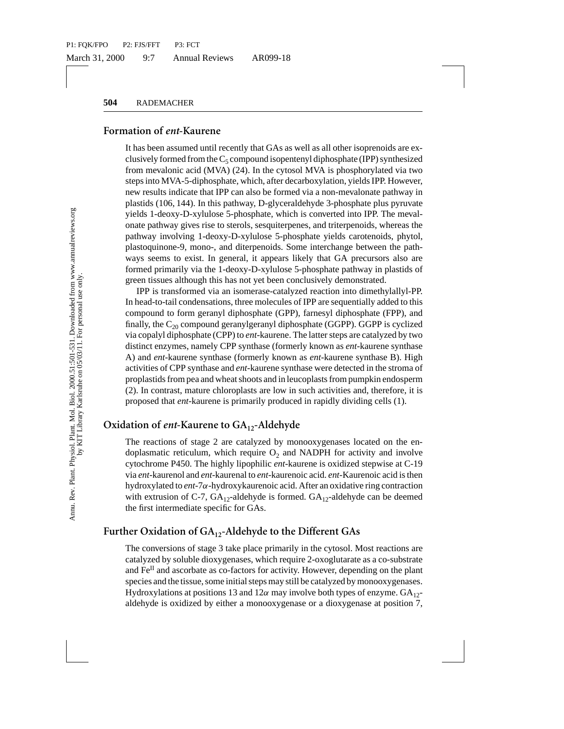## Formation of *ent*-Kaurene

It has been assumed until recently that GAs as well as all other isoprenoids are exclusively formed from the $C_5$ compound isopentenyl diphosphate (IPP) synthesized from mevalonic acid (MVA) (24). In the cytosol MVA is phosphorylated via two steps into MVA-5-diphosphate, which, after decarboxylation, yields IPP. However, new results indicate that IPP can also be formed via a non-mevalonate pathway in plastids (106, 144). In this pathway, D-glyceraldehyde 3-phosphate plus pyruvate yields 1-deoxy-D-xylulose 5-phosphate, which is converted into IPP. The mevalonate pathway gives rise to sterols, sesquiterpenes, and triterpenoids, whereas the pathway involving 1-deoxy-D-xylulose 5-phosphate yields carotenoids, phytol, plastoquinone-9, mono-, and diterpenoids. Some interchange between the pathways seems to exist. In general, it appears likely that GA precursors also are formed primarily via the 1-deoxy-D-xylulose 5-phosphate pathway in plastids of green tissues although this has not yet been conclusively demonstrated.

IPP is transformed via an isomerase-catalyzed reaction into dimethylallyl-PP. In head-to-tail condensations, three molecules of IPP are sequentially added to this compound to form geranyl diphosphate (GPP), farnesyl diphosphate (FPP), and finally, the $C_{20}$ compound geranylgeranyl diphosphate (GGPP). GGPP is cyclized via copalyl diphosphate (CPP) to *ent*-kaurene. The latter steps are catalyzed by two distinct enzymes, namely CPP synthase (formerly known as *ent*-kaurene synthase A) and *ent*-kaurene synthase (formerly known as *ent*-kaurene synthase B). High activities of CPP synthase and *ent*-kaurene synthase were detected in the stroma of proplastids from pea and wheat shoots and in leucoplasts from pumpkin endosperm (2). In contrast, mature chloroplasts are low in such activities and, therefore, it is proposed that *ent*-kaurene is primarily produced in rapidly dividing cells (1).

## Oxidation of *ent*-Kaurene to $GA_{12}$-Aldehyde

The reactions of stage 2 are catalyzed by monooxygenases located on the endoplasmatic reticulum, which require $O_2$ and NADPH for activity and involve cytochrome P450. The highly lipophilic *ent*-kaurene is oxidized stepwise at C-19 via *ent*-kaurenol and *ent*-kaurenal to *ent*-kaurenoic acid. *ent*-Kaurenoic acid is then hydroxylated to *ent*-7$\alpha$-hydroxykaurenoic acid. After an oxidative ring contraction with extrusion of C-7, $GA_{12}$-aldehyde is formed. $GA_{12}$-aldehyde can be deemed the first intermediate specific for GAs.

## Further Oxidation of $GA_{12}$-Aldehyde to the Different GAs

The conversions of stage 3 take place primarily in the cytosol. Most reactions are catalyzed by soluble dioxygenases, which require 2-oxoglutarate as a co-substrate and $Fe^{II}$ and ascorbate as co-factors for activity. However, depending on the plant species and the tissue, some initial steps may still be catalyzed by monooxygenases. Hydroxylations at positions 13 and 12$\alpha$ may involve both types of enzyme. $GA_{12}$-aldehyde is oxidized by either a monooxygenase or a dioxygenase at position 7,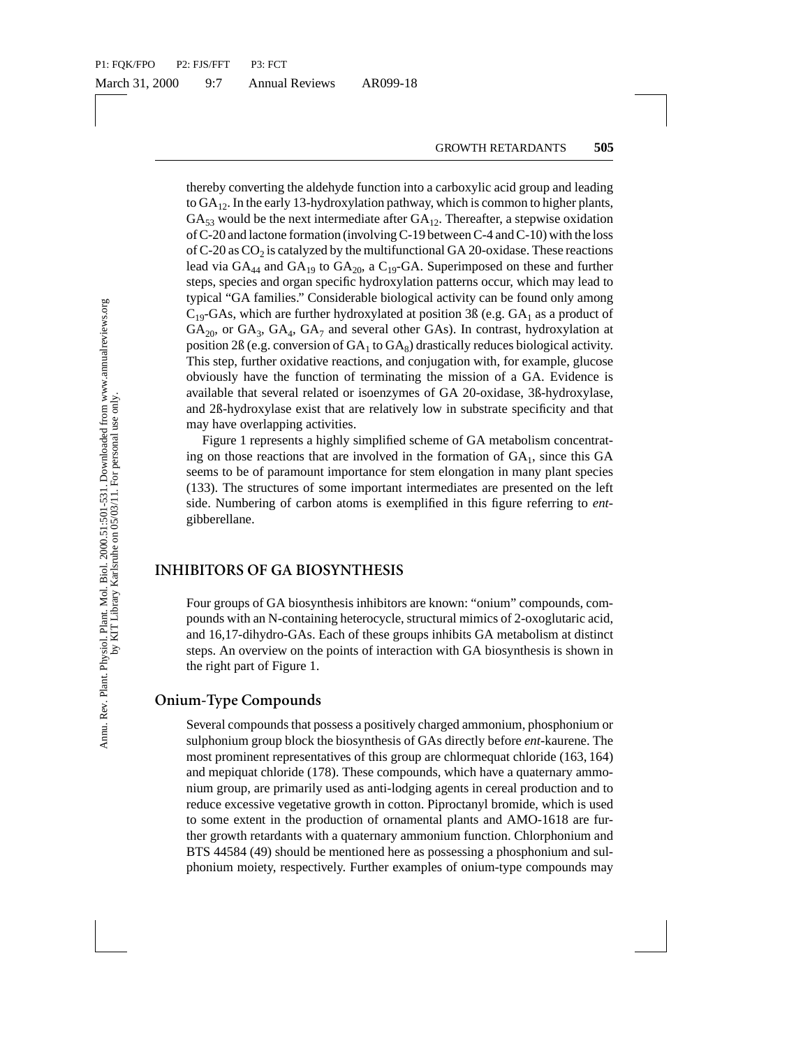thereby converting the aldehyde function into a carboxylic acid group and leading to $GA_{12}$. In the early 13-hydroxylation pathway, which is common to higher plants, $GA_{53}$ would be the next intermediate after $GA_{12}$. Thereafter, a stepwise oxidation of C-20 and lactone formation (involving C-19 between C-4 and C-10) with the loss of C-20 as $CO_2$ is catalyzed by the multifunctional GA 20-oxidase. These reactions lead via $GA_{44}$ and $GA_{19}$ to $GA_{20}$, a $C_{19}$-GA. Superimposed on these and further steps, species and organ specific hydroxylation patterns occur, which may lead to typical "GA families." Considerable biological activity can be found only among $C_{19}$-GAs, which are further hydroxylated at position 3ß (e.g. $GA_1$ as a product of $GA_{20}$, or $GA_3$, $GA_4$, $GA_7$ and several other GAs). In contrast, hydroxylation at position 2ß (e.g. conversion of $GA_1$ to $GA_8$) drastically reduces biological activity. This step, further oxidative reactions, and conjugation with, for example, glucose obviously have the function of terminating the mission of a GA. Evidence is available that several related or isoenzymes of GA 20-oxidase, 3ß-hydroxylase, and 2ß-hydroxylase exist that are relatively low in substrate specificity and that may have overlapping activities.

Figure 1 represents a highly simplified scheme of GA metabolism concentrating on those reactions that are involved in the formation of $GA_1$, since this GA seems to be of paramount importance for stem elongation in many plant species (133). The structures of some important intermediates are presented on the left side. Numbering of carbon atoms is exemplified in this figure referring to *ent*-gibberellane.

## INHIBITORS OF GA BIOSYNTHESIS

Four groups of GA biosynthesis inhibitors are known: "onium" compounds, compounds with an N-containing heterocycle, structural mimics of 2-oxoglutaric acid, and 16,17-dihydro-GAs. Each of these groups inhibits GA metabolism at distinct steps. An overview on the points of interaction with GA biosynthesis is shown in the right part of Figure 1.

### Onium-Type Compounds

Several compounds that possess a positively charged ammonium, phosphonium or sulphonium group block the biosynthesis of GAs directly before *ent*-kaurene. The most prominent representatives of this group are chlormequat chloride (163, 164) and mepiquat chloride (178). These compounds, which have a quaternary ammonium group, are primarily used as anti-lodging agents in cereal production and to reduce excessive vegetative growth in cotton. Piproctanyl bromide, which is used to some extent in the production of ornamental plants and AMO-1618 are further growth retardants with a quaternary ammonium function. Chlorphonium and BTS 44584 (49) should be mentioned here as possessing a phosphonium and sulphonium moiety, respectively. Further examples of onium-type compounds may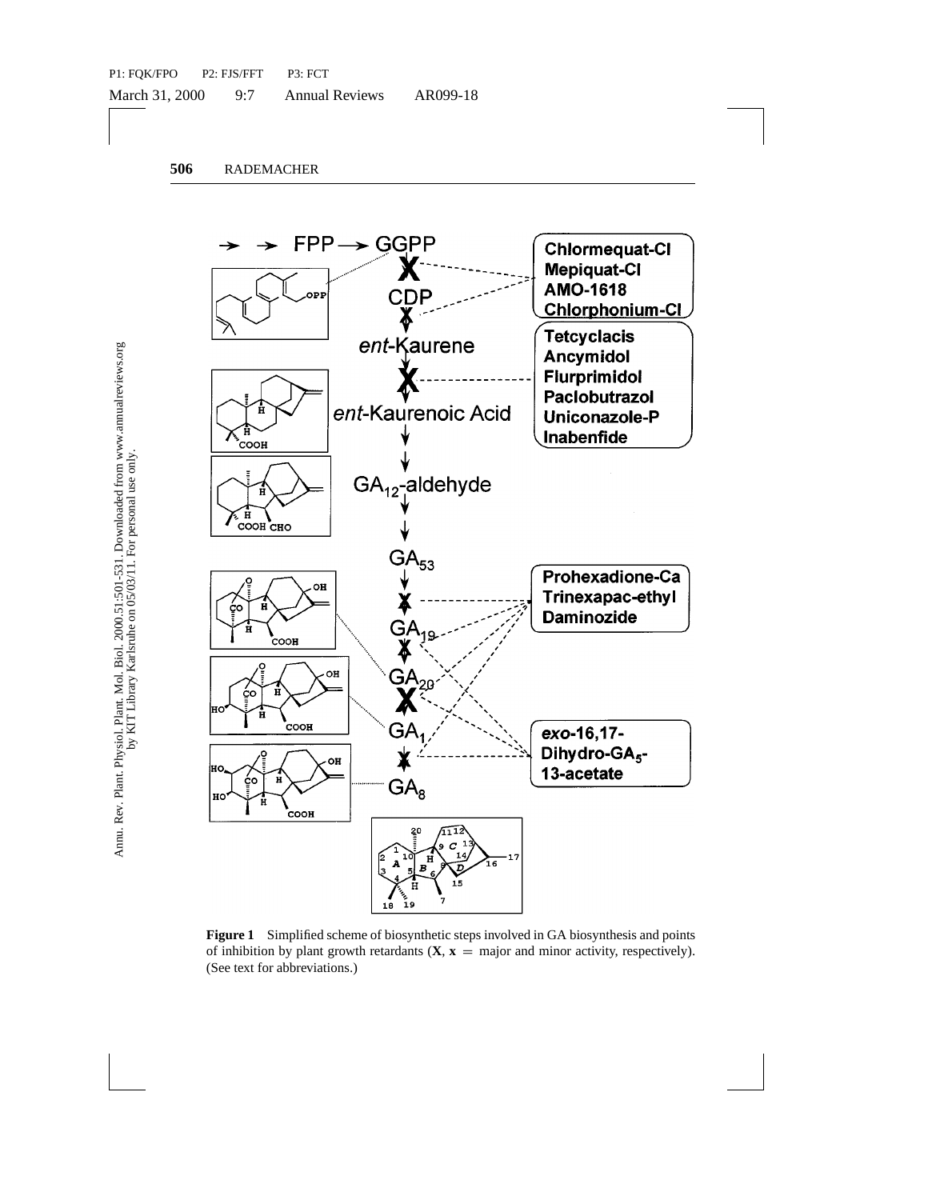**Figure 1** Simplified scheme of biosynthetic steps involved in GA biosynthesis and points of inhibition by plant growth retardants (**X**, **x** = major and minor activity, respectively). (See text for abbreviations.)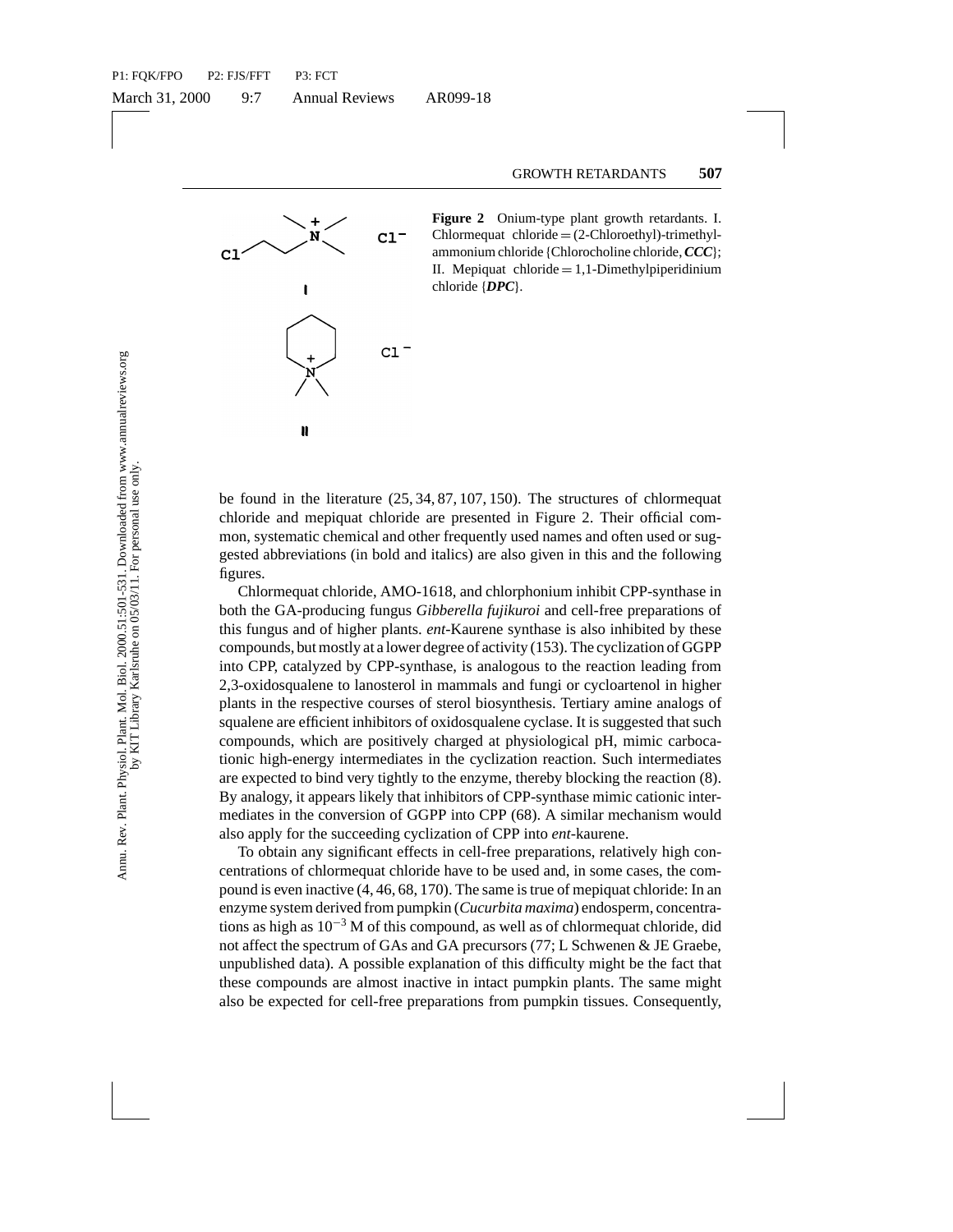**Figure 2** Onium-type plant growth retardants. I. Chlormequat chloride = (2-Chloroethyl)-trimethylammonium chloride {Chlorocholine chloride, ***CCC***}; II. Mepiquat chloride = 1,1-Dimethylpiperidinium chloride {***DPC***}.

be found in the literature (25, 34, 87, 107, 150). The structures of chlormequat chloride and mepiquat chloride are presented in Figure 2. Their official common, systematic chemical and other frequently used names and often used or suggested abbreviations (in bold and italics) are also given in this and the following figures.

Chlormequat chloride, AMO-1618, and chlorphonium inhibit CPP-synthase in both the GA-producing fungus *Gibberella fujikuroi* and cell-free preparations of this fungus and of higher plants. *ent*-Kaurene synthase is also inhibited by these compounds, but mostly at a lower degree of activity (153). The cyclization of GGPP into CPP, catalyzed by CPP-synthase, is analogous to the reaction leading from 2,3-oxidosqualene to lanosterol in mammals and fungi or cycloartenol in higher plants in the respective courses of sterol biosynthesis. Tertiary amine analogs of squalene are efficient inhibitors of oxidosqualene cyclase. It is suggested that such compounds, which are positively charged at physiological pH, mimic carbocationic high-energy intermediates in the cyclization reaction. Such intermediates are expected to bind very tightly to the enzyme, thereby blocking the reaction (8). By analogy, it appears likely that inhibitors of CPP-synthase mimic cationic intermediates in the conversion of GGPP into CPP (68). A similar mechanism would also apply for the succeeding cyclization of CPP into *ent*-kaurene.

To obtain any significant effects in cell-free preparations, relatively high concentrations of chlormequat chloride have to be used and, in some cases, the compound is even inactive (4, 46, 68, 170). The same is true of mepiquat chloride: In an enzyme system derived from pumpkin (*Cucurbita maxima*) endosperm, concentrations as high as $10^{-3}$ M of this compound, as well as of chlormequat chloride, did not affect the spectrum of GAs and GA precursors (77; L Schwenen & JE Graebe, unpublished data). A possible explanation of this difficulty might be the fact that these compounds are almost inactive in intact pumpkin plants. The same might also be expected for cell-free preparations from pumpkin tissues. Consequently,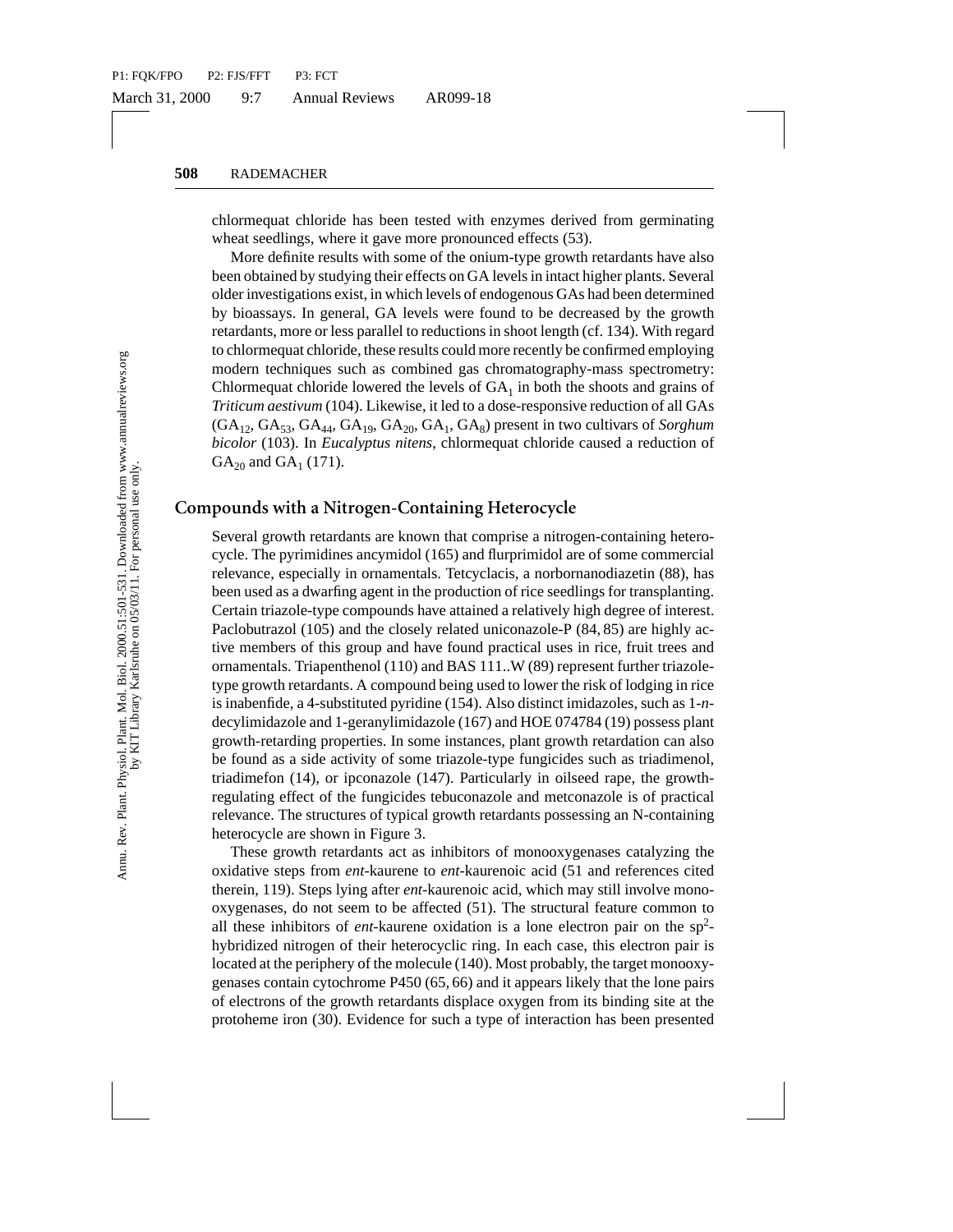chlormequat chloride has been tested with enzymes derived from germinating wheat seedlings, where it gave more pronounced effects (53).

More definite results with some of the onium-type growth retardants have also been obtained by studying their effects on GA levels in intact higher plants. Several older investigations exist, in which levels of endogenous GAs had been determined by bioassays. In general, GA levels were found to be decreased by the growth retardants, more or less parallel to reductions in shoot length (cf. 134). With regard to chlormequat chloride, these results could more recently be confirmed employing modern techniques such as combined gas chromatography-mass spectrometry: Chlormequat chloride lowered the levels of $GA_1$ in both the shoots and grains of *Triticum aestivum* (104). Likewise, it led to a dose-responsive reduction of all GAs ($GA_{12}$, $GA_{53}$, $GA_{44}$, $GA_{19}$, $GA_{20}$, $GA_1$, $GA_8$) present in two cultivars of *Sorghum bicolor* (103). In *Eucalyptus nitens*, chlormequat chloride caused a reduction of $GA_{20}$ and $GA_1$ (171).

## Compounds with a Nitrogen-Containing Heterocycle

Several growth retardants are known that comprise a nitrogen-containing heterocycle. The pyrimidines ancymidol (165) and flurprimidol are of some commercial relevance, especially in ornamentals. Tetcyclacis, a norbornanodiazetin (88), has been used as a dwarfing agent in the production of rice seedlings for transplanting. Certain triazole-type compounds have attained a relatively high degree of interest. Paclobutrazol (105) and the closely related uniconazole-P (84, 85) are highly active members of this group and have found practical uses in rice, fruit trees and ornamentals. Triapenthenol (110) and BAS 111..W (89) represent further triazole-type growth retardants. A compound being used to lower the risk of lodging in rice is inabenfide, a 4-substituted pyridine (154). Also distinct imidazoles, such as 1-*n*-decylimidazole and 1-geranylimidazole (167) and HOE 074784 (19) possess plant growth-retarding properties. In some instances, plant growth retardation can also be found as a side activity of some triazole-type fungicides such as triadimenol, triadimefon (14), or ipconazole (147). Particularly in oilseed rape, the growth-regulating effect of the fungicides tebuconazole and metconazole is of practical relevance. The structures of typical growth retardants possessing an N-containing heterocycle are shown in Figure 3.

These growth retardants act as inhibitors of monooxygenases catalyzing the oxidative steps from *ent*-kaurene to *ent*-kaurenoic acid (51 and references cited therein, 119). Steps lying after *ent*-kaurenoic acid, which may still involve monooxygenases, do not seem to be affected (51). The structural feature common to all these inhibitors of *ent*-kaurene oxidation is a lone electron pair on the $sp^2$-hybridized nitrogen of their heterocyclic ring. In each case, this electron pair is located at the periphery of the molecule (140). Most probably, the target monooxygenases contain cytochrome P450 (65, 66) and it appears likely that the lone pairs of electrons of the growth retardants displace oxygen from its binding site at the protoheme iron (30). Evidence for such a type of interaction has been presented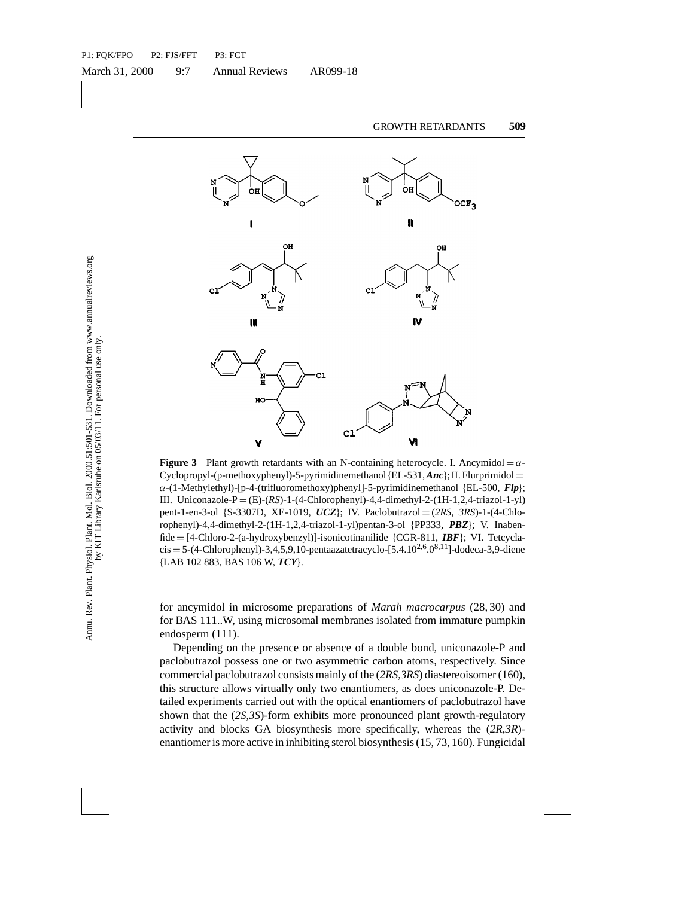**Figure 3** Plant growth retardants with an N-containing heterocycle. I. Ancymidol = $\alpha$-Cyclopropyl-(p-methoxyphenyl)-5-pyrimidinemethanol {EL-531, ***Anc***}; II. Flurprimidol = $\alpha$-(1-Methylethyl)-[p-4-(trifluoromethoxy)phenyl]-5-pyrimidinemethanol {EL-500, ***Flp***}; III. Uniconazole-P = (E)-(*RS*)-1-(4-Chlorophenyl)-4,4-dimethyl-2-(1H-1,2,4-triazol-1-yl) pent-1-en-3-ol {S-3307D, XE-1019, ***UCZ***}; IV. Paclobutrazol = (*2RS, 3RS*)-1-(4-Chlorophenyl)-4,4-dimethyl-2-(1H-1,2,4-triazol-1-yl)pentan-3-ol {PP333, ***PBZ***}; V. Inabenfide = [4-Chloro-2-(a-hydroxybenzyl)]-isonicotinanilide {CGR-811, ***IBF***}; VI. Tetcyclacis = 5-(4-Chlorophenyl)-3,4,5,9,10-pentaazatetracyclo-[$5.4.10^{2,6}.0^{8,11}$]-dodeca-3,9-diene {LAB 102 883, BAS 106 W, ***TCY***}.

for ancymidol in microsome preparations of *Marah macrocarpus* (28, 30) and for BAS 111..W, using microsomal membranes isolated from immature pumpkin endosperm (111).

Depending on the presence or absence of a double bond, uniconazole-P and paclobutrazol possess one or two asymmetric carbon atoms, respectively. Since commercial paclobutrazol consists mainly of the (*2RS,3RS*) diastereoisomer (160), this structure allows virtually only two enantiomers, as does uniconazole-P. Detailed experiments carried out with the optical enantiomers of paclobutrazol have shown that the (*2S,3S*)-form exhibits more pronounced plant growth-regulatory activity and blocks GA biosynthesis more specifically, whereas the (*2R,3R*)-enantiomer is more active in inhibiting sterol biosynthesis (15, 73, 160). Fungicidal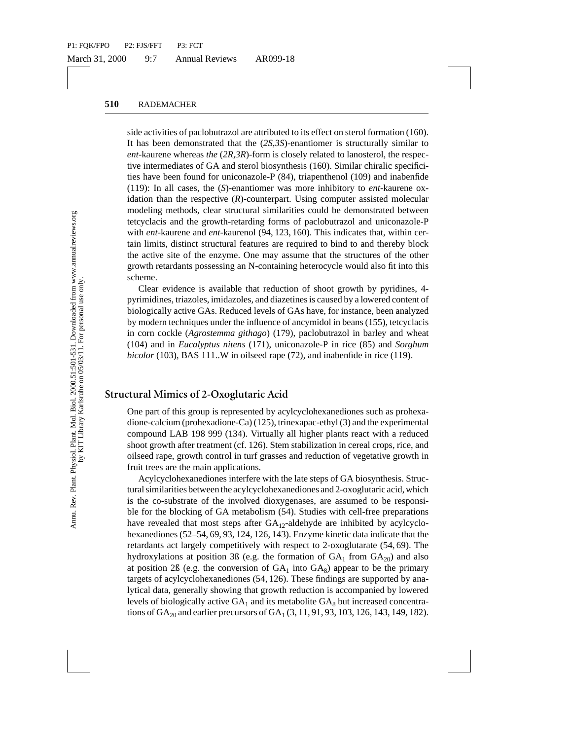side activities of paclobutrazol are attributed to its effect on sterol formation (160). It has been demonstrated that the (*2S,3S*)-enantiomer is structurally similar to *ent*-kaurene whereas *the* (*2R,3R*)-form is closely related to lanosterol, the respective intermediates of GA and sterol biosynthesis (160). Similar chiralic specificities have been found for uniconazole-P (84), triapenthenol (109) and inabenfide (119): In all cases, the (*S*)-enantiomer was more inhibitory to *ent*-kaurene oxidation than the respective (*R*)-counterpart. Using computer assisted molecular modeling methods, clear structural similarities could be demonstrated between tetcyclacis and the growth-retarding forms of paclobutrazol and uniconazole-P with *ent*-kaurene and *ent*-kaurenol (94, 123, 160). This indicates that, within certain limits, distinct structural features are required to bind to and thereby block the active site of the enzyme. One may assume that the structures of the other growth retardants possessing an N-containing heterocycle would also fit into this scheme.

Clear evidence is available that reduction of shoot growth by pyridines, 4-pyrimidines, triazoles, imidazoles, and diazetines is caused by a lowered content of biologically active GAs. Reduced levels of GAs have, for instance, been analyzed by modern techniques under the influence of ancymidol in beans (155), tetcyclacis in corn cockle (*Agrostemma githago*) (179), paclobutrazol in barley and wheat (104) and in *Eucalyptus nitens* (171), uniconazole-P in rice (85) and *Sorghum bicolor* (103), BAS 111..W in oilseed rape (72), and inabenfide in rice (119).

## Structural Mimics of 2-Oxoglutaric Acid

One part of this group is represented by acylcyclohexanediones such as prohexadione-calcium (prohexadione-Ca) (125), trinexapac-ethyl (3) and the experimental compound LAB 198 999 (134). Virtually all higher plants react with a reduced shoot growth after treatment (cf. 126). Stem stabilization in cereal crops, rice, and oilseed rape, growth control in turf grasses and reduction of vegetative growth in fruit trees are the main applications.

Acylcyclohexanediones interfere with the late steps of GA biosynthesis. Structural similarities between the acylcyclohexanediones and 2-oxoglutaric acid, which is the co-substrate of the involved dioxygenases, are assumed to be responsible for the blocking of GA metabolism (54). Studies with cell-free preparations have revealed that most steps after $GA_{12}$-aldehyde are inhibited by acylcyclohexanediones (52–54, 69, 93, 124, 126, 143). Enzyme kinetic data indicate that the retardants act largely competitively with respect to 2-oxoglutarate (54, 69). The hydroxylations at position 3ß (e.g. the formation of $GA_1$ from $GA_{20}$) and also at position 2ß (e.g. the conversion of $GA_1$ into $GA_8$) appear to be the primary targets of acylcyclohexanediones (54, 126). These findings are supported by analytical data, generally showing that growth reduction is accompanied by lowered levels of biologically active $GA_1$ and its metabolite $GA_8$ but increased concentrations of $GA_{20}$ and earlier precursors of $GA_1$ (3, 11, 91, 93, 103, 126, 143, 149, 182).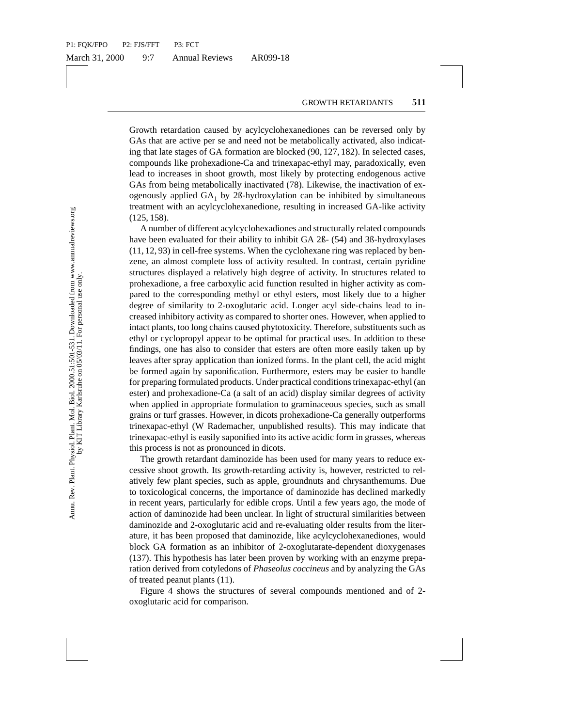Growth retardation caused by acylcyclohexanediones can be reversed only by GAs that are active per se and need not be metabolically activated, also indicating that late stages of GA formation are blocked (90, 127, 182). In selected cases, compounds like prohexadione-Ca and trinexapac-ethyl may, paradoxically, even lead to increases in shoot growth, most likely by protecting endogenous active GAs from being metabolically inactivated (78). Likewise, the inactivation of exogenously applied $GA_1$ by 2ß-hydroxylation can be inhibited by simultaneous treatment with an acylcyclohexanedione, resulting in increased GA-like activity (125, 158).

A number of different acylcyclohexadiones and structurally related compounds have been evaluated for their ability to inhibit GA 2ß- (54) and 3ß-hydroxylases (11, 12, 93) in cell-free systems. When the cyclohexane ring was replaced by benzene, an almost complete loss of activity resulted. In contrast, certain pyridine structures displayed a relatively high degree of activity. In structures related to prohexadione, a free carboxylic acid function resulted in higher activity as compared to the corresponding methyl or ethyl esters, most likely due to a higher degree of similarity to 2-oxoglutaric acid. Longer acyl side-chains lead to increased inhibitory activity as compared to shorter ones. However, when applied to intact plants, too long chains caused phytotoxicity. Therefore, substituents such as ethyl or cyclopropyl appear to be optimal for practical uses. In addition to these findings, one has also to consider that esters are often more easily taken up by leaves after spray application than ionized forms. In the plant cell, the acid might be formed again by saponification. Furthermore, esters may be easier to handle for preparing formulated products. Under practical conditions trinexapac-ethyl (an ester) and prohexadione-Ca (a salt of an acid) display similar degrees of activity when applied in appropriate formulation to graminaceous species, such as small grains or turf grasses. However, in dicots prohexadione-Ca generally outperforms trinexapac-ethyl (W Rademacher, unpublished results). This may indicate that trinexapac-ethyl is easily saponified into its active acidic form in grasses, whereas this process is not as pronounced in dicots.

The growth retardant daminozide has been used for many years to reduce excessive shoot growth. Its growth-retarding activity is, however, restricted to relatively few plant species, such as apple, groundnuts and chrysanthemums. Due to toxicological concerns, the importance of daminozide has declined markedly in recent years, particularly for edible crops. Until a few years ago, the mode of action of daminozide had been unclear. In light of structural similarities between daminozide and 2-oxoglutaric acid and re-evaluating older results from the literature, it has been proposed that daminozide, like acylcyclohexanediones, would block GA formation as an inhibitor of 2-oxoglutarate-dependent dioxygenases (137). This hypothesis has later been proven by working with an enzyme preparation derived from cotyledons of *Phaseolus coccineus* and by analyzing the GAs of treated peanut plants (11).

Figure 4 shows the structures of several compounds mentioned and of 2-oxoglutaric acid for comparison.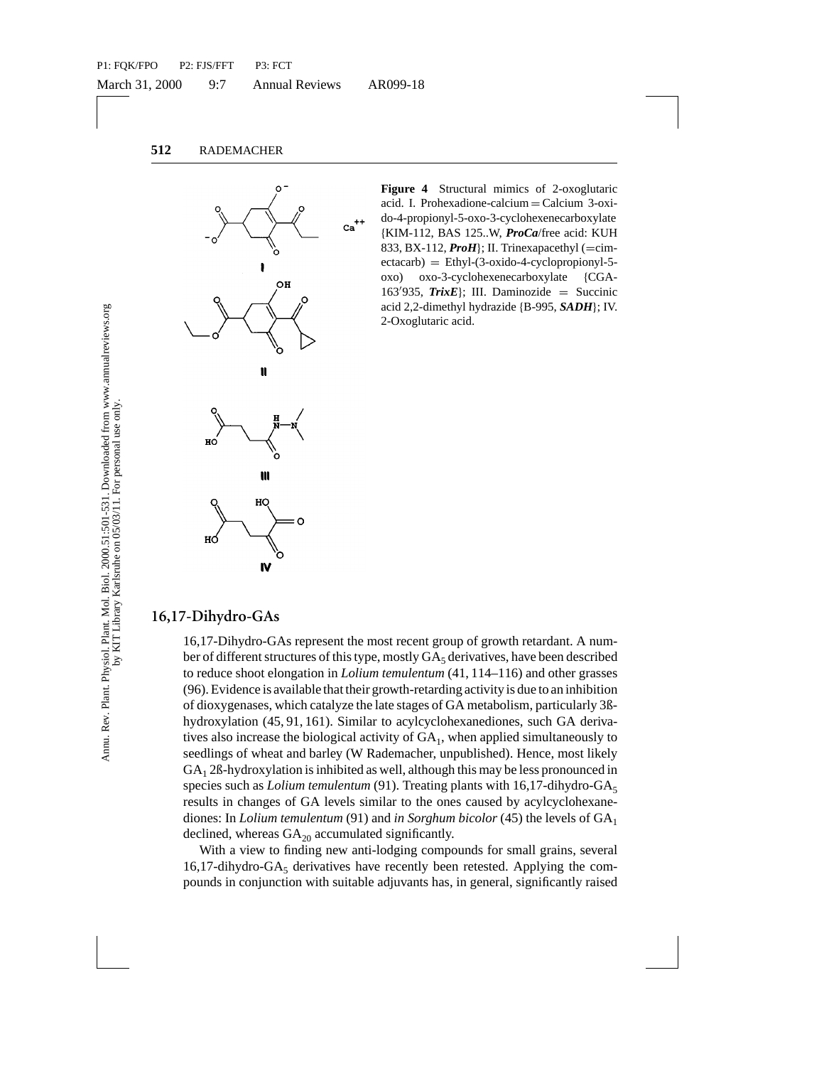**Figure 4** Structural mimics of 2-oxoglutaric acid. I. Prohexadione-calcium = Calcium 3-oxido-4-propionyl-5-oxo-3-cyclohexenecarboxylate {KIM-112, BAS 125..W, ***ProCa***/free acid: KUH 833, BX-112, ***ProH***}; II. Trinexapacethyl (=cimectacarb) = Ethyl-(3-oxido-4-cyclopropionyl-5-oxo) oxo-3-cyclohexenecarboxylate {CGA-163′935, ***TrixE***}; III. Daminozide = Succinic acid 2,2-dimethyl hydrazide {B-995, ***SADH***}; IV. 2-Oxoglutaric acid.

## 16,17-Dihydro-GAs

16,17-Dihydro-GAs represent the most recent group of growth retardant. A number of different structures of this type, mostly $GA_5$ derivatives, have been described to reduce shoot elongation in *Lolium temulentum* (41, 114–116) and other grasses (96). Evidence is available that their growth-retarding activity is due to an inhibition of dioxygenases, which catalyze the late stages of GA metabolism, particularly 3ß-hydroxylation (45, 91, 161). Similar to acylcyclohexanediones, such GA derivatives also increase the biological activity of $GA_1$, when applied simultaneously to seedlings of wheat and barley (W Rademacher, unpublished). Hence, most likely $GA_1$ 2ß-hydroxylation is inhibited as well, although this may be less pronounced in species such as *Lolium temulentum* (91). Treating plants with 16,17-dihydro-$GA_5$ results in changes of GA levels similar to the ones caused by acylcyclohexanediones: In *Lolium temulentum* (91) and *in Sorghum bicolor* (45) the levels of $GA_1$ declined, whereas $GA_{20}$ accumulated significantly.

With a view to finding new anti-lodging compounds for small grains, several 16,17-dihydro-$GA_5$ derivatives have recently been retested. Applying the compounds in conjunction with suitable adjuvants has, in general, significantly raised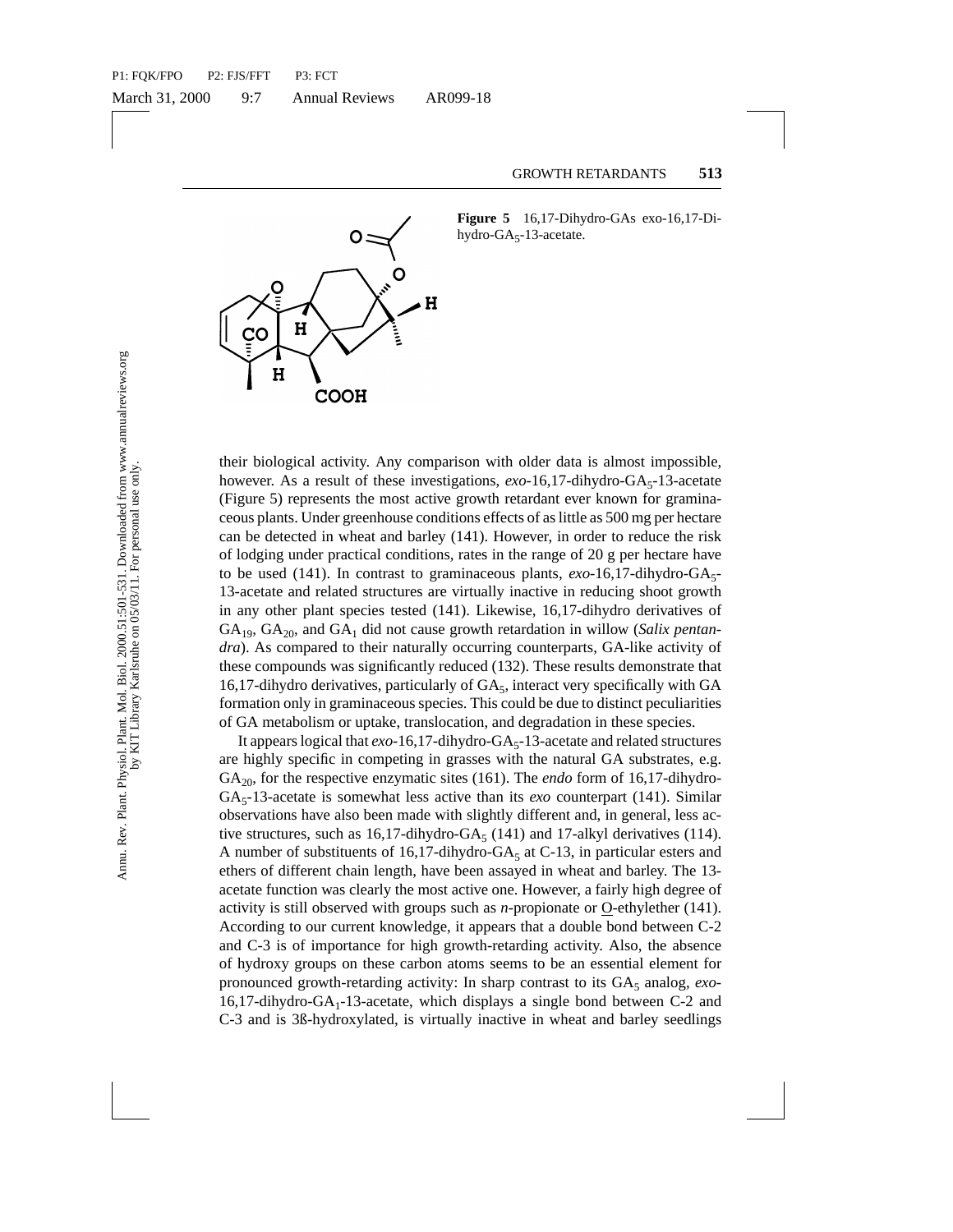**Figure 5** 16,17-Dihydro-GAs exo-16,17-Dihydro-$GA_5$-13-acetate.

their biological activity. Any comparison with older data is almost impossible, however. As a result of these investigations, *exo*-16,17-dihydro-$GA_5$-13-acetate (Figure 5) represents the most active growth retardant ever known for graminaceous plants. Under greenhouse conditions effects of as little as 500 mg per hectare can be detected in wheat and barley (141). However, in order to reduce the risk of lodging under practical conditions, rates in the range of 20 g per hectare have to be used (141). In contrast to graminaceous plants, *exo*-16,17-dihydro-$GA_5$-13-acetate and related structures are virtually inactive in reducing shoot growth in any other plant species tested (141). Likewise, 16,17-dihydro derivatives of $GA_{19}$, $GA_{20}$, and $GA_1$ did not cause growth retardation in willow (*Salix pentandra*). As compared to their naturally occurring counterparts, GA-like activity of these compounds was significantly reduced (132). These results demonstrate that 16,17-dihydro derivatives, particularly of $GA_5$, interact very specifically with GA formation only in graminaceous species. This could be due to distinct peculiarities of GA metabolism or uptake, translocation, and degradation in these species.

It appears logical that *exo*-16,17-dihydro-$GA_5$-13-acetate and related structures are highly specific in competing in grasses with the natural GA substrates, e.g. $GA_{20}$, for the respective enzymatic sites (161). The *endo* form of 16,17-dihydro-$GA_5$-13-acetate is somewhat less active than its *exo* counterpart (141). Similar observations have also been made with slightly different and, in general, less active structures, such as 16,17-dihydro-$GA_5$ (141) and 17-alkyl derivatives (114). A number of substituents of 16,17-dihydro-$GA_5$ at C-13, in particular esters and ethers of different chain length, have been assayed in wheat and barley. The 13-acetate function was clearly the most active one. However, a fairly high degree of activity is still observed with groups such as *n*-propionate or O-ethylether (141). According to our current knowledge, it appears that a double bond between C-2 and C-3 is of importance for high growth-retarding activity. Also, the absence of hydroxy groups on these carbon atoms seems to be an essential element for pronounced growth-retarding activity: In sharp contrast to its $GA_5$ analog, *exo*-16,17-dihydro-$GA_1$-13-acetate, which displays a single bond between C-2 and C-3 and is 3ß-hydroxylated, is virtually inactive in wheat and barley seedlings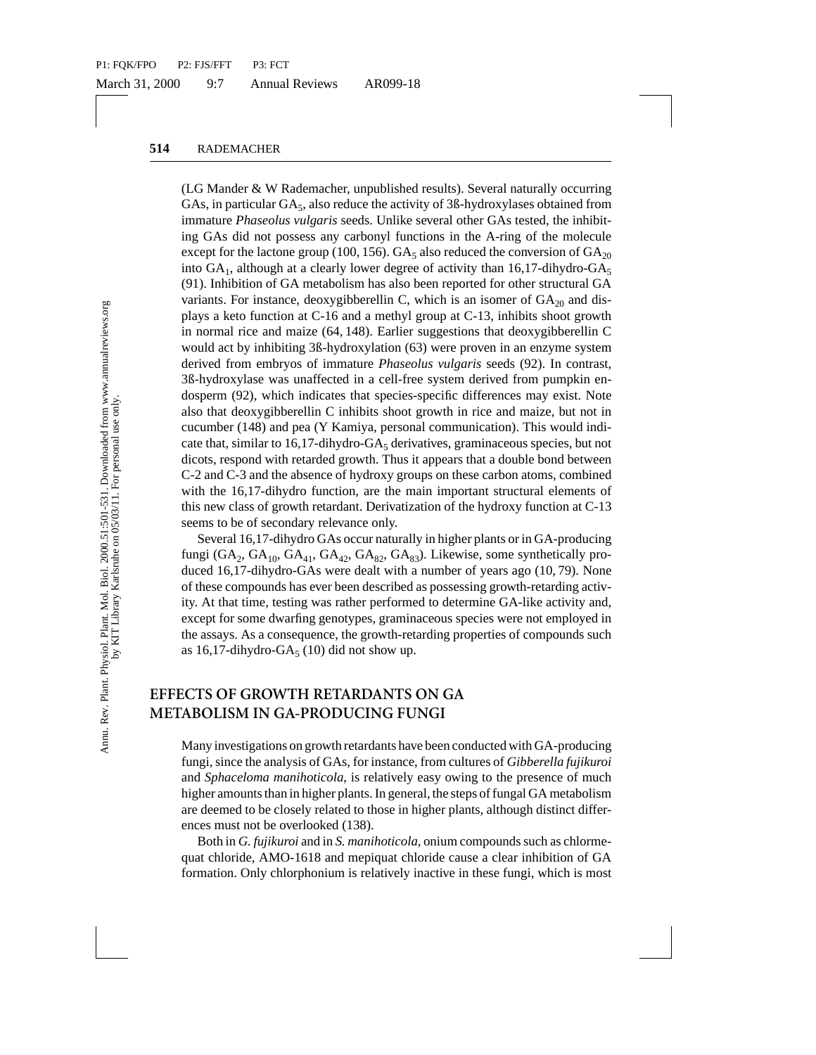(LG Mander & W Rademacher, unpublished results). Several naturally occurring GAs, in particular $GA_5$, also reduce the activity of 3ß-hydroxylases obtained from immature *Phaseolus vulgaris* seeds. Unlike several other GAs tested, the inhibiting GAs did not possess any carbonyl functions in the A-ring of the molecule except for the lactone group (100, 156). $GA_5$ also reduced the conversion of $GA_{20}$ into $GA_1$, although at a clearly lower degree of activity than 16,17-dihydro-$GA_5$ (91). Inhibition of GA metabolism has also been reported for other structural GA variants. For instance, deoxygibberellin C, which is an isomer of $GA_{20}$ and displays a keto function at C-16 and a methyl group at C-13, inhibits shoot growth in normal rice and maize (64, 148). Earlier suggestions that deoxygibberellin C would act by inhibiting 3ß-hydroxylation (63) were proven in an enzyme system derived from embryos of immature *Phaseolus vulgaris* seeds (92). In contrast, 3ß-hydroxylase was unaffected in a cell-free system derived from pumpkin endosperm (92), which indicates that species-specific differences may exist. Note also that deoxygibberellin C inhibits shoot growth in rice and maize, but not in cucumber (148) and pea (Y Kamiya, personal communication). This would indicate that, similar to 16,17-dihydro-$GA_5$ derivatives, graminaceous species, but not dicots, respond with retarded growth. Thus it appears that a double bond between C-2 and C-3 and the absence of hydroxy groups on these carbon atoms, combined with the 16,17-dihydro function, are the main important structural elements of this new class of growth retardant. Derivatization of the hydroxy function at C-13 seems to be of secondary relevance only.

Several 16,17-dihydro GAs occur naturally in higher plants or in GA-producing fungi ($GA_2$, $GA_{10}$, $GA_{41}$, $GA_{42}$, $GA_{82}$, $GA_{83}$). Likewise, some synthetically produced 16,17-dihydro-GAs were dealt with a number of years ago (10, 79). None of these compounds has ever been described as possessing growth-retarding activity. At that time, testing was rather performed to determine GA-like activity and, except for some dwarfing genotypes, graminaceous species were not employed in the assays. As a consequence, the growth-retarding properties of compounds such as 16,17-dihydro-$GA_5$ (10) did not show up.

## EFFECTS OF GROWTH RETARDANTS ON GA METABOLISM IN GA-PRODUCING FUNGI

Many investigations on growth retardants have been conducted with GA-producing fungi, since the analysis of GAs, for instance, from cultures of *Gibberella fujikuroi* and *Sphaceloma manihoticola*, is relatively easy owing to the presence of much higher amounts than in higher plants. In general, the steps of fungal GA metabolism are deemed to be closely related to those in higher plants, although distinct differences must not be overlooked (138).

Both in *G. fujikuroi* and in *S. manihoticola*, onium compounds such as chlormequat chloride, AMO-1618 and mepiquat chloride cause a clear inhibition of GA formation. Only chlorphonium is relatively inactive in these fungi, which is most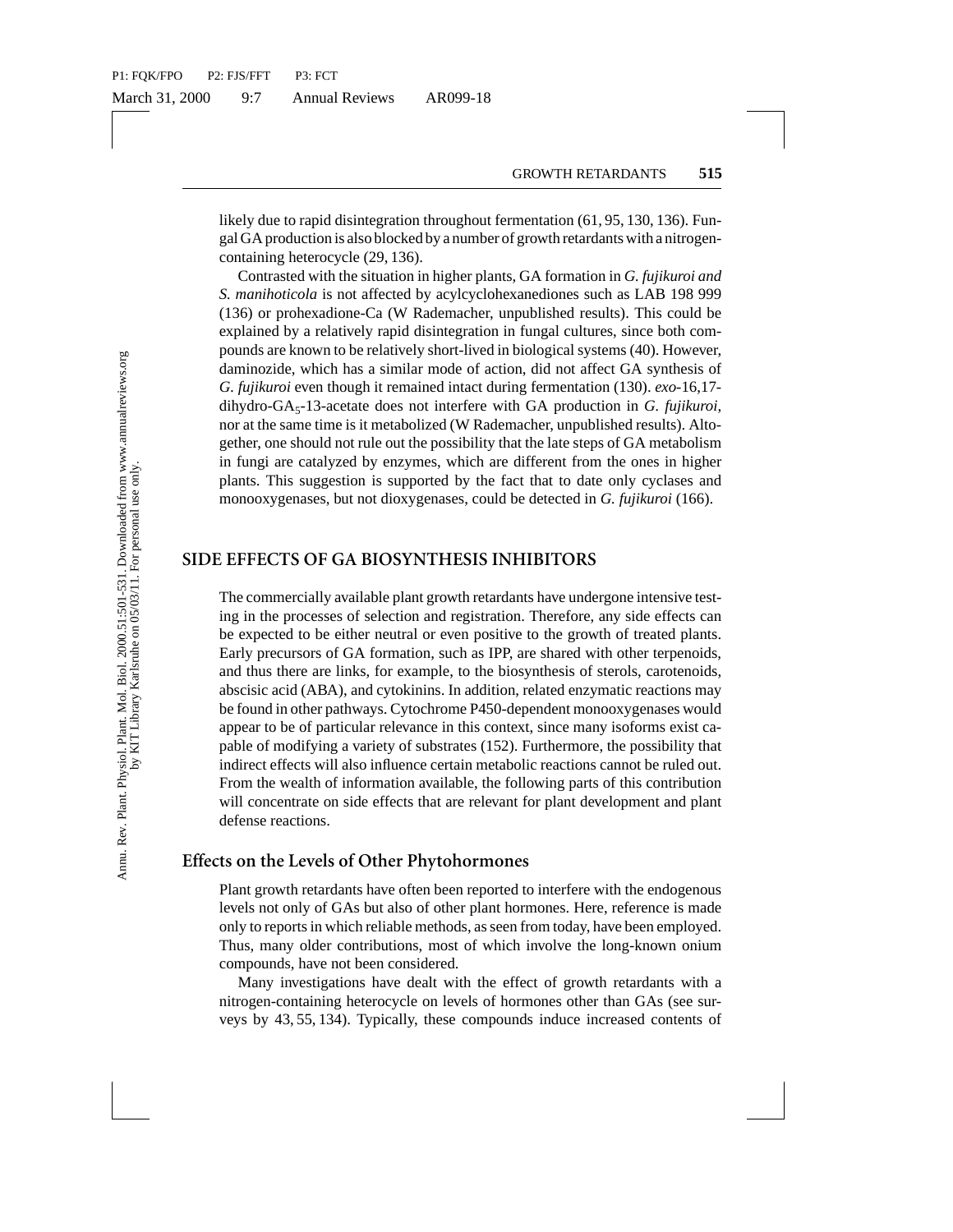likely due to rapid disintegration throughout fermentation (61, 95, 130, 136). Fungal GA production is also blocked by a number of growth retardants with a nitrogen-containing heterocycle (29, 136).

Contrasted with the situation in higher plants, GA formation in *G. fujikuroi and S. manihoticola* is not affected by acylcyclohexanediones such as LAB 198 999 (136) or prohexadione-Ca (W Rademacher, unpublished results). This could be explained by a relatively rapid disintegration in fungal cultures, since both compounds are known to be relatively short-lived in biological systems (40). However, daminozide, which has a similar mode of action, did not affect GA synthesis of *G. fujikuroi* even though it remained intact during fermentation (130). *exo*-16,17-dihydro-$GA_5$-13-acetate does not interfere with GA production in *G. fujikuroi*, nor at the same time is it metabolized (W Rademacher, unpublished results). Altogether, one should not rule out the possibility that the late steps of GA metabolism in fungi are catalyzed by enzymes, which are different from the ones in higher plants. This suggestion is supported by the fact that to date only cyclases and monooxygenases, but not dioxygenases, could be detected in *G. fujikuroi* (166).

## SIDE EFFECTS OF GA BIOSYNTHESIS INHIBITORS

The commercially available plant growth retardants have undergone intensive testing in the processes of selection and registration. Therefore, any side effects can be expected to be either neutral or even positive to the growth of treated plants. Early precursors of GA formation, such as IPP, are shared with other terpenoids, and thus there are links, for example, to the biosynthesis of sterols, carotenoids, abscisic acid (ABA), and cytokinins. In addition, related enzymatic reactions may be found in other pathways. Cytochrome P450-dependent monooxygenases would appear to be of particular relevance in this context, since many isoforms exist capable of modifying a variety of substrates (152). Furthermore, the possibility that indirect effects will also influence certain metabolic reactions cannot be ruled out. From the wealth of information available, the following parts of this contribution will concentrate on side effects that are relevant for plant development and plant defense reactions.

### Effects on the Levels of Other Phytohormones

Plant growth retardants have often been reported to interfere with the endogenous levels not only of GAs but also of other plant hormones. Here, reference is made only to reports in which reliable methods, as seen from today, have been employed. Thus, many older contributions, most of which involve the long-known onium compounds, have not been considered.

Many investigations have dealt with the effect of growth retardants with a nitrogen-containing heterocycle on levels of hormones other than GAs (see surveys by 43, 55, 134). Typically, these compounds induce increased contents of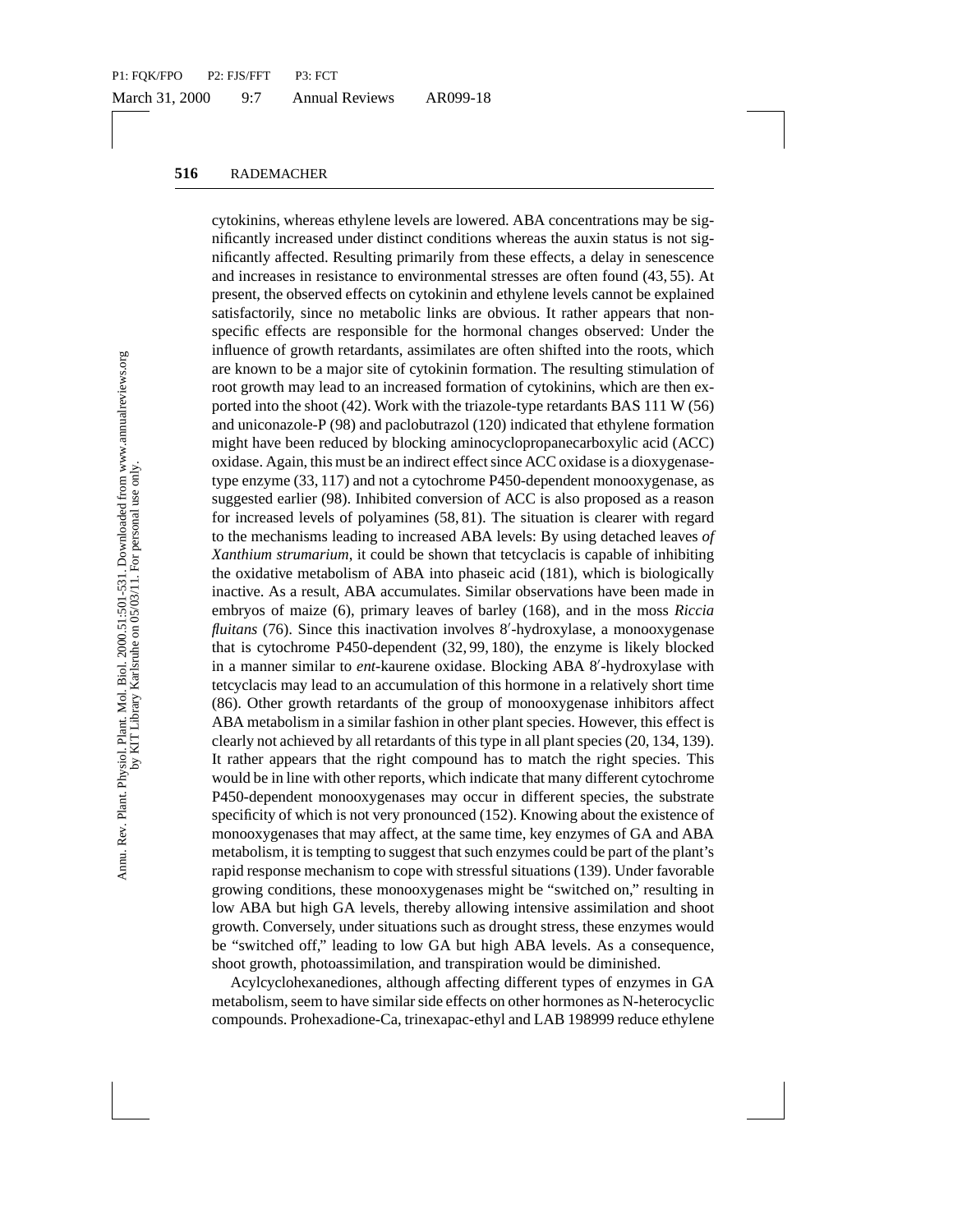cytokinins, whereas ethylene levels are lowered. ABA concentrations may be significantly increased under distinct conditions whereas the auxin status is not significantly affected. Resulting primarily from these effects, a delay in senescence and increases in resistance to environmental stresses are often found (43, 55). At present, the observed effects on cytokinin and ethylene levels cannot be explained satisfactorily, since no metabolic links are obvious. It rather appears that non-specific effects are responsible for the hormonal changes observed: Under the influence of growth retardants, assimilates are often shifted into the roots, which are known to be a major site of cytokinin formation. The resulting stimulation of root growth may lead to an increased formation of cytokinins, which are then exported into the shoot (42). Work with the triazole-type retardants BAS 111 W (56) and uniconazole-P (98) and paclobutrazol (120) indicated that ethylene formation might have been reduced by blocking aminocyclopropanecarboxylic acid (ACC) oxidase. Again, this must be an indirect effect since ACC oxidase is a dioxygenase-type enzyme (33, 117) and not a cytochrome P450-dependent monooxygenase, as suggested earlier (98). Inhibited conversion of ACC is also proposed as a reason for increased levels of polyamines (58, 81). The situation is clearer with regard to the mechanisms leading to increased ABA levels: By using detached leaves *of Xanthium strumarium*, it could be shown that tetcyclacis is capable of inhibiting the oxidative metabolism of ABA into phaseic acid (181), which is biologically inactive. As a result, ABA accumulates. Similar observations have been made in embryos of maize (6), primary leaves of barley (168), and in the moss *Riccia fluitans* (76). Since this inactivation involves 8′-hydroxylase, a monooxygenase that is cytochrome P450-dependent (32, 99, 180), the enzyme is likely blocked in a manner similar to *ent*-kaurene oxidase. Blocking ABA 8′-hydroxylase with tetcyclacis may lead to an accumulation of this hormone in a relatively short time (86). Other growth retardants of the group of monooxygenase inhibitors affect ABA metabolism in a similar fashion in other plant species. However, this effect is clearly not achieved by all retardants of this type in all plant species (20, 134, 139). It rather appears that the right compound has to match the right species. This would be in line with other reports, which indicate that many different cytochrome P450-dependent monooxygenases may occur in different species, the substrate specificity of which is not very pronounced (152). Knowing about the existence of monooxygenases that may affect, at the same time, key enzymes of GA and ABA metabolism, it is tempting to suggest that such enzymes could be part of the plant's rapid response mechanism to cope with stressful situations (139). Under favorable growing conditions, these monooxygenases might be "switched on," resulting in low ABA but high GA levels, thereby allowing intensive assimilation and shoot growth. Conversely, under situations such as drought stress, these enzymes would be "switched off," leading to low GA but high ABA levels. As a consequence, shoot growth, photoassimilation, and transpiration would be diminished.

Acylcyclohexanediones, although affecting different types of enzymes in GA metabolism, seem to have similar side effects on other hormones as N-heterocyclic compounds. Prohexadione-Ca, trinexapac-ethyl and LAB 198999 reduce ethylene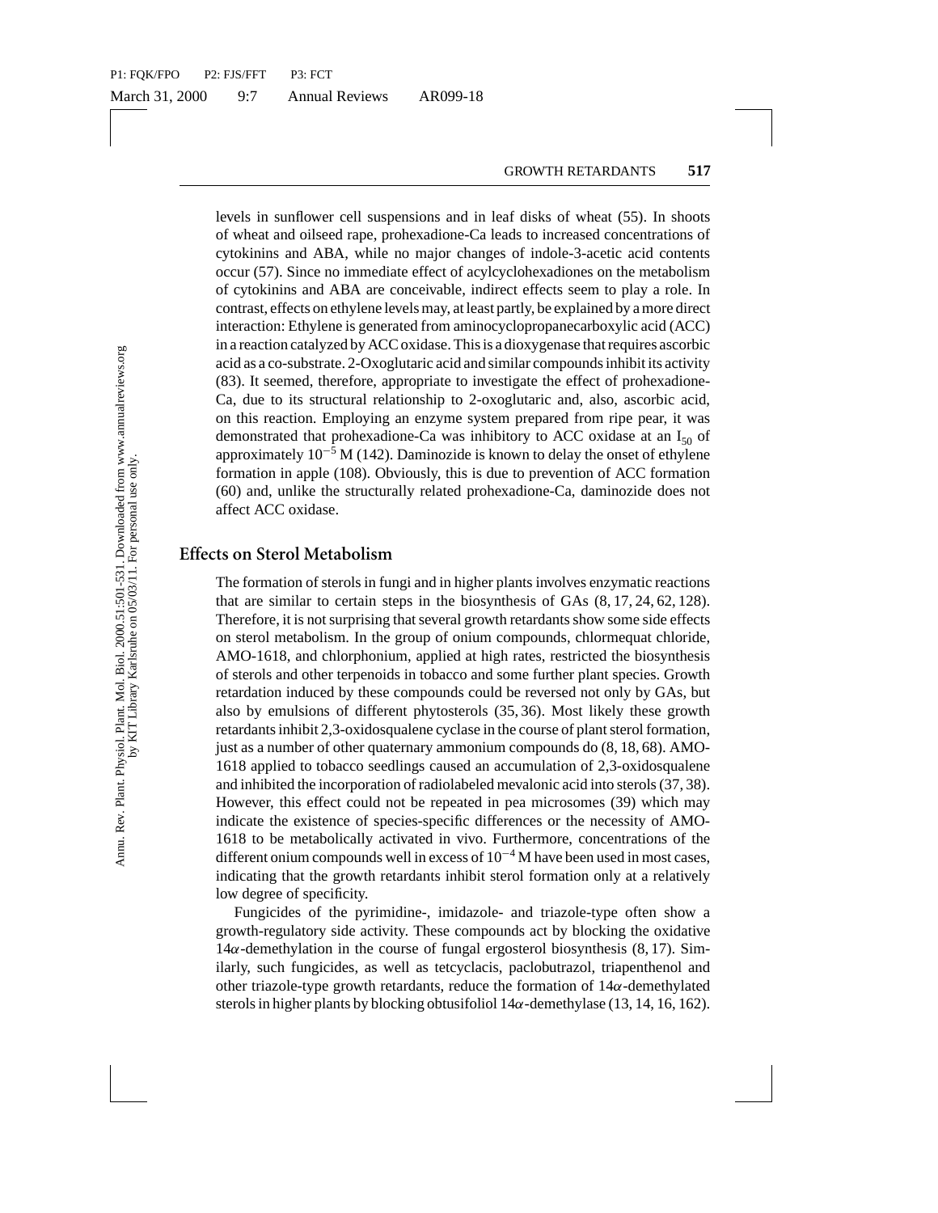levels in sunflower cell suspensions and in leaf disks of wheat (55). In shoots of wheat and oilseed rape, prohexadione-Ca leads to increased concentrations of cytokinins and ABA, while no major changes of indole-3-acetic acid contents occur (57). Since no immediate effect of acylcyclohexadiones on the metabolism of cytokinins and ABA are conceivable, indirect effects seem to play a role. In contrast, effects on ethylene levels may, at least partly, be explained by a more direct interaction: Ethylene is generated from aminocyclopropanecarboxylic acid (ACC) in a reaction catalyzed by ACC oxidase. This is a dioxygenase that requires ascorbic acid as a co-substrate. 2-Oxoglutaric acid and similar compounds inhibit its activity (83). It seemed, therefore, appropriate to investigate the effect of prohexadione-Ca, due to its structural relationship to 2-oxoglutaric and, also, ascorbic acid, on this reaction. Employing an enzyme system prepared from ripe pear, it was demonstrated that prohexadione-Ca was inhibitory to ACC oxidase at an $I_{50}$ of approximately $10^{-5}$ M (142). Daminozide is known to delay the onset of ethylene formation in apple (108). Obviously, this is due to prevention of ACC formation (60) and, unlike the structurally related prohexadione-Ca, daminozide does not affect ACC oxidase.

## Effects on Sterol Metabolism

The formation of sterols in fungi and in higher plants involves enzymatic reactions that are similar to certain steps in the biosynthesis of GAs (8, 17, 24, 62, 128). Therefore, it is not surprising that several growth retardants show some side effects on sterol metabolism. In the group of onium compounds, chlormequat chloride, AMO-1618, and chlorphonium, applied at high rates, restricted the biosynthesis of sterols and other terpenoids in tobacco and some further plant species. Growth retardation induced by these compounds could be reversed not only by GAs, but also by emulsions of different phytosterols (35, 36). Most likely these growth retardants inhibit 2,3-oxidosqualene cyclase in the course of plant sterol formation, just as a number of other quaternary ammonium compounds do (8, 18, 68). AMO-1618 applied to tobacco seedlings caused an accumulation of 2,3-oxidosqualene and inhibited the incorporation of radiolabeled mevalonic acid into sterols (37, 38). However, this effect could not be repeated in pea microsomes (39) which may indicate the existence of species-specific differences or the necessity of AMO-1618 to be metabolically activated in vivo. Furthermore, concentrations of the different onium compounds well in excess of $10^{-4}$ M have been used in most cases, indicating that the growth retardants inhibit sterol formation only at a relatively low degree of specificity.

Fungicides of the pyrimidine-, imidazole- and triazole-type often show a growth-regulatory side activity. These compounds act by blocking the oxidative $14\alpha$-demethylation in the course of fungal ergosterol biosynthesis (8, 17). Similarly, such fungicides, as well as tetcyclacis, paclobutrazol, triapenthenol and other triazole-type growth retardants, reduce the formation of $14\alpha$-demethylated sterols in higher plants by blocking obtusifoliol $14\alpha$-demethylase (13, 14, 16, 162).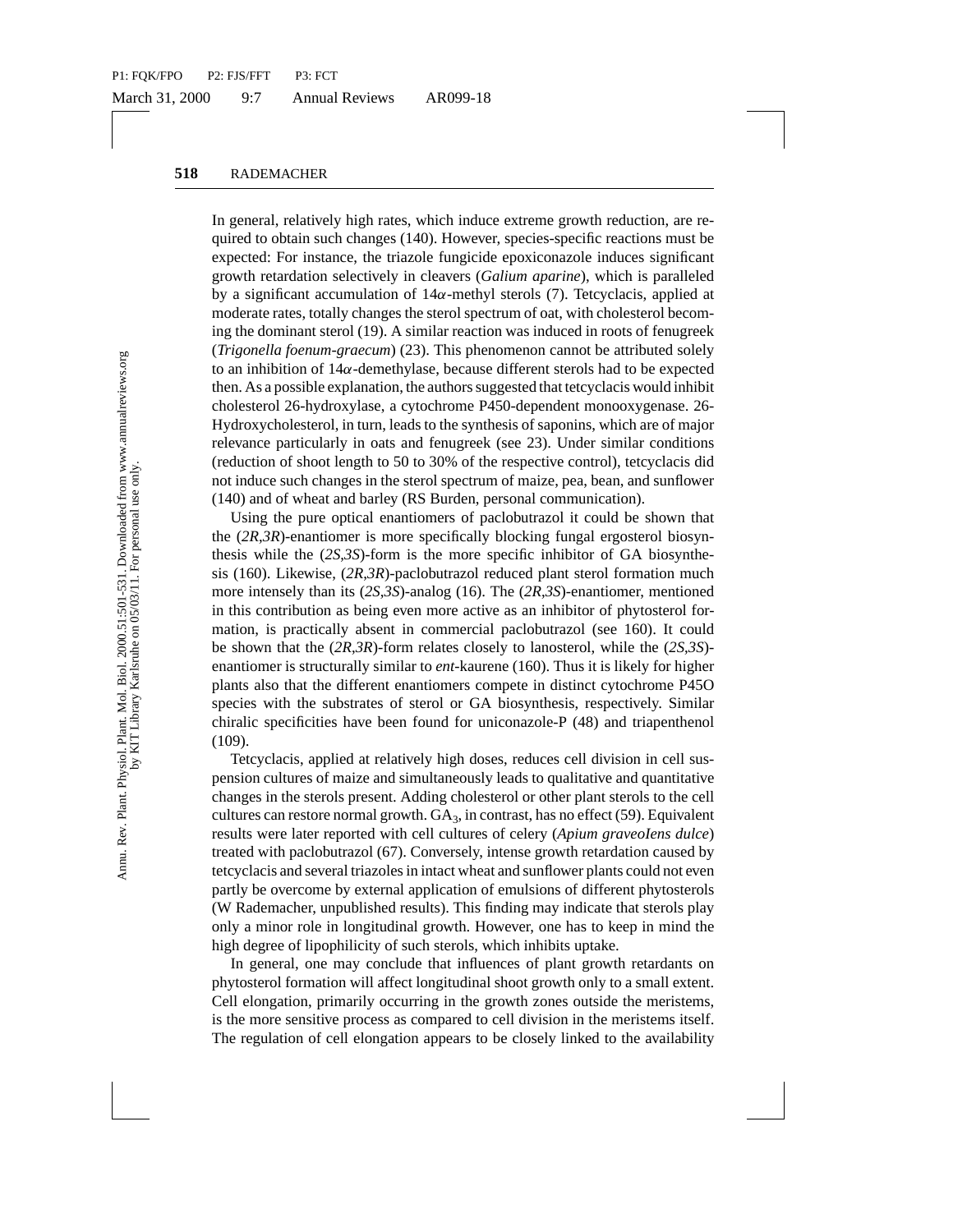In general, relatively high rates, which induce extreme growth reduction, are required to obtain such changes (140). However, species-specific reactions must be expected: For instance, the triazole fungicide epoxiconazole induces significant growth retardation selectively in cleavers (*Galium aparine*), which is paralleled by a significant accumulation of 14$\alpha$-methyl sterols (7). Tetcyclacis, applied at moderate rates, totally changes the sterol spectrum of oat, with cholesterol becoming the dominant sterol (19). A similar reaction was induced in roots of fenugreek (*Trigonella foenum-graecum*) (23). This phenomenon cannot be attributed solely to an inhibition of 14$\alpha$-demethylase, because different sterols had to be expected then. As a possible explanation, the authors suggested that tetcyclacis would inhibit cholesterol 26-hydroxylase, a cytochrome P450-dependent monooxygenase. 26-Hydroxycholesterol, in turn, leads to the synthesis of saponins, which are of major relevance particularly in oats and fenugreek (see 23). Under similar conditions (reduction of shoot length to 50 to 30% of the respective control), tetcyclacis did not induce such changes in the sterol spectrum of maize, pea, bean, and sunflower (140) and of wheat and barley (RS Burden, personal communication).

Using the pure optical enantiomers of paclobutrazol it could be shown that the (*2R,3R*)-enantiomer is more specifically blocking fungal ergosterol biosynthesis while the (*2S,3S*)-form is the more specific inhibitor of GA biosynthesis (160). Likewise, (*2R,3R*)-paclobutrazol reduced plant sterol formation much more intensely than its (*2S,3S*)-analog (16). The (*2R,3S*)-enantiomer, mentioned in this contribution as being even more active as an inhibitor of phytosterol formation, is practically absent in commercial paclobutrazol (see 160). It could be shown that the (*2R,3R*)-form relates closely to lanosterol, while the (*2S,3S*)-enantiomer is structurally similar to *ent*-kaurene (160). Thus it is likely for higher plants also that the different enantiomers compete in distinct cytochrome P45O species with the substrates of sterol or GA biosynthesis, respectively. Similar chiralic specificities have been found for uniconazole-P (48) and triapenthenol (109).

Tetcyclacis, applied at relatively high doses, reduces cell division in cell suspension cultures of maize and simultaneously leads to qualitative and quantitative changes in the sterols present. Adding cholesterol or other plant sterols to the cell cultures can restore normal growth. $GA_3$, in contrast, has no effect (59). Equivalent results were later reported with cell cultures of celery (*Apium graveoIens dulce*) treated with paclobutrazol (67). Conversely, intense growth retardation caused by tetcyclacis and several triazoles in intact wheat and sunflower plants could not even partly be overcome by external application of emulsions of different phytosterols (W Rademacher, unpublished results). This finding may indicate that sterols play only a minor role in longitudinal growth. However, one has to keep in mind the high degree of lipophilicity of such sterols, which inhibits uptake.

In general, one may conclude that influences of plant growth retardants on phytosterol formation will affect longitudinal shoot growth only to a small extent. Cell elongation, primarily occurring in the growth zones outside the meristems, is the more sensitive process as compared to cell division in the meristems itself. The regulation of cell elongation appears to be closely linked to the availability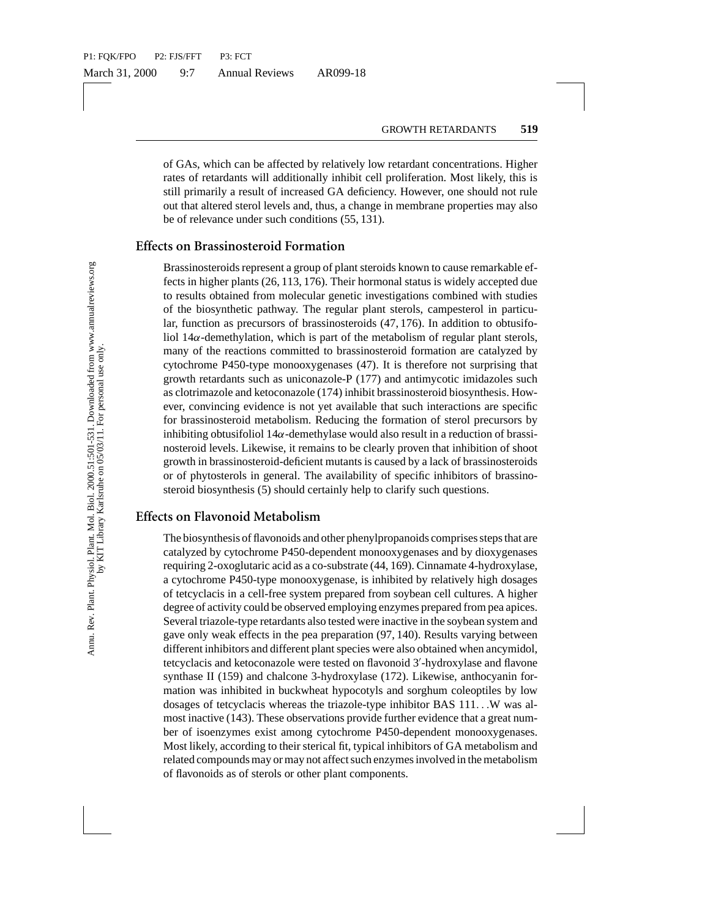of GAs, which can be affected by relatively low retardant concentrations. Higher rates of retardants will additionally inhibit cell proliferation. Most likely, this is still primarily a result of increased GA deficiency. However, one should not rule out that altered sterol levels and, thus, a change in membrane properties may also be of relevance under such conditions (55, 131).

## Effects on Brassinosteroid Formation

Brassinosteroids represent a group of plant steroids known to cause remarkable effects in higher plants (26, 113, 176). Their hormonal status is widely accepted due to results obtained from molecular genetic investigations combined with studies of the biosynthetic pathway. The regular plant sterols, campesterol in particular, function as precursors of brassinosteroids (47, 176). In addition to obtusifoliol 14$\alpha$-demethylation, which is part of the metabolism of regular plant sterols, many of the reactions committed to brassinosteroid formation are catalyzed by cytochrome P450-type monooxygenases (47). It is therefore not surprising that growth retardants such as uniconazole-P (177) and antimycotic imidazoles such as clotrimazole and ketoconazole (174) inhibit brassinosteroid biosynthesis. However, convincing evidence is not yet available that such interactions are specific for brassinosteroid metabolism. Reducing the formation of sterol precursors by inhibiting obtusifoliol 14$\alpha$-demethylase would also result in a reduction of brassinosteroid levels. Likewise, it remains to be clearly proven that inhibition of shoot growth in brassinosteroid-deficient mutants is caused by a lack of brassinosteroids or of phytosterols in general. The availability of specific inhibitors of brassinosteroid biosynthesis (5) should certainly help to clarify such questions.

## Effects on Flavonoid Metabolism

The biosynthesis of flavonoids and other phenylpropanoids comprises steps that are catalyzed by cytochrome P450-dependent monooxygenases and by dioxygenases requiring 2-oxoglutaric acid as a co-substrate (44, 169). Cinnamate 4-hydroxylase, a cytochrome P450-type monooxygenase, is inhibited by relatively high dosages of tetcyclacis in a cell-free system prepared from soybean cell cultures. A higher degree of activity could be observed employing enzymes prepared from pea apices. Several triazole-type retardants also tested were inactive in the soybean system and gave only weak effects in the pea preparation (97, 140). Results varying between different inhibitors and different plant species were also obtained when ancymidol, tetcyclacis and ketoconazole were tested on flavonoid 3′-hydroxylase and flavone synthase II (159) and chalcone 3-hydroxylase (172). Likewise, anthocyanin formation was inhibited in buckwheat hypocotyls and sorghum coleoptiles by low dosages of tetcyclacis whereas the triazole-type inhibitor BAS 111. . .W was almost inactive (143). These observations provide further evidence that a great number of isoenzymes exist among cytochrome P450-dependent monooxygenases. Most likely, according to their sterical fit, typical inhibitors of GA metabolism and related compounds may or may not affect such enzymes involved in the metabolism of flavonoids as of sterols or other plant components.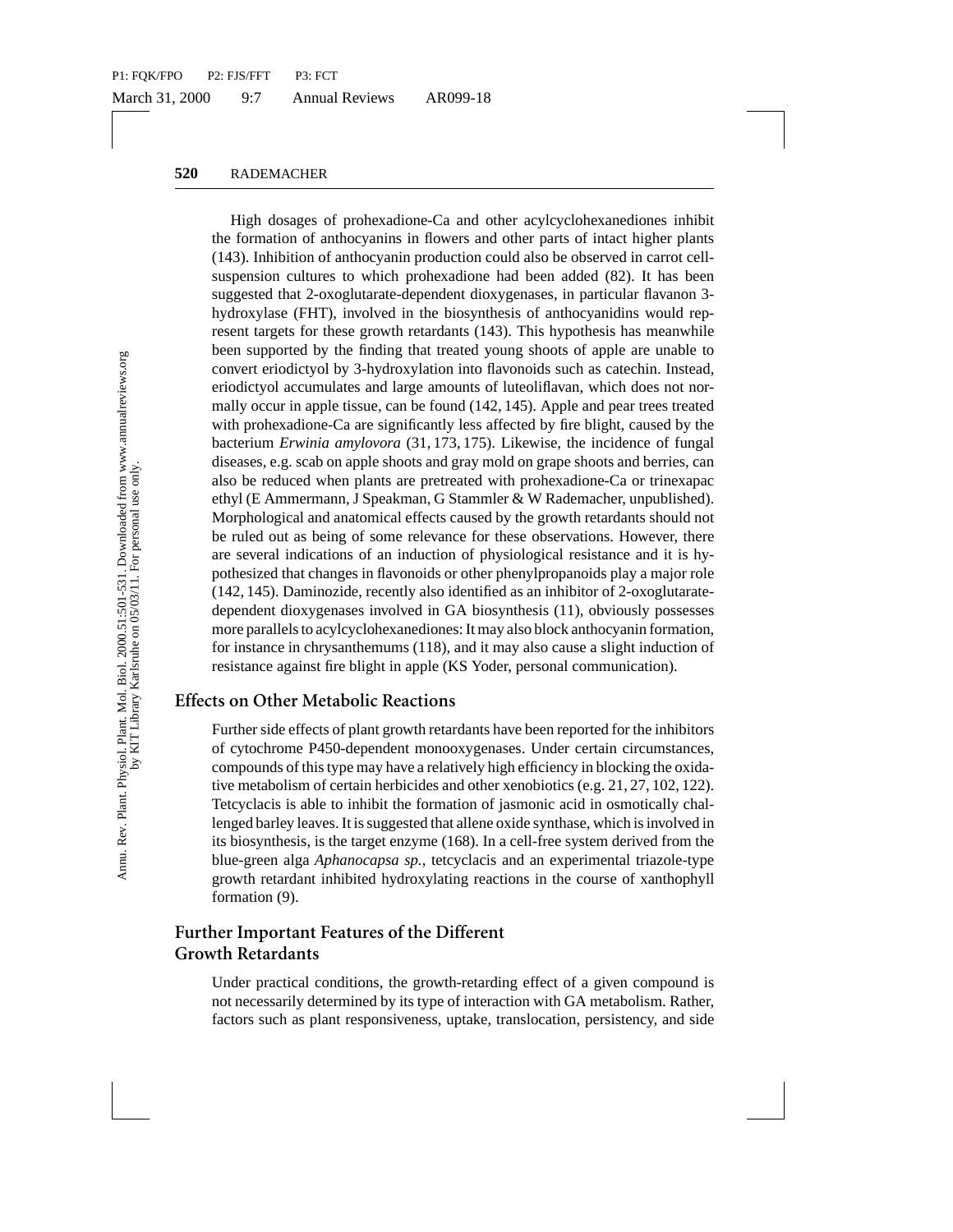High dosages of prohexadione-Ca and other acylcyclohexanediones inhibit the formation of anthocyanins in flowers and other parts of intact higher plants (143). Inhibition of anthocyanin production could also be observed in carrot cell-suspension cultures to which prohexadione had been added (82). It has been suggested that 2-oxoglutarate-dependent dioxygenases, in particular flavanon 3-hydroxylase (FHT), involved in the biosynthesis of anthocyanidins would represent targets for these growth retardants (143). This hypothesis has meanwhile been supported by the finding that treated young shoots of apple are unable to convert eriodictyol by 3-hydroxylation into flavonoids such as catechin. Instead, eriodictyol accumulates and large amounts of luteoliflavan, which does not normally occur in apple tissue, can be found (142, 145). Apple and pear trees treated with prohexadione-Ca are significantly less affected by fire blight, caused by the bacterium *Erwinia amylovora* (31, 173, 175). Likewise, the incidence of fungal diseases, e.g. scab on apple shoots and gray mold on grape shoots and berries, can also be reduced when plants are pretreated with prohexadione-Ca or trinexapac ethyl (E Ammermann, J Speakman, G Stammler & W Rademacher, unpublished). Morphological and anatomical effects caused by the growth retardants should not be ruled out as being of some relevance for these observations. However, there are several indications of an induction of physiological resistance and it is hypothesized that changes in flavonoids or other phenylpropanoids play a major role (142, 145). Daminozide, recently also identified as an inhibitor of 2-oxoglutarate-dependent dioxygenases involved in GA biosynthesis (11), obviously possesses more parallels to acylcyclohexanediones: It may also block anthocyanin formation, for instance in chrysanthemums (118), and it may also cause a slight induction of resistance against fire blight in apple (KS Yoder, personal communication).

## Effects on Other Metabolic Reactions

Further side effects of plant growth retardants have been reported for the inhibitors of cytochrome P450-dependent monooxygenases. Under certain circumstances, compounds of this type may have a relatively high efficiency in blocking the oxidative metabolism of certain herbicides and other xenobiotics (e.g. 21, 27, 102, 122). Tetcyclacis is able to inhibit the formation of jasmonic acid in osmotically challenged barley leaves. It is suggested that allene oxide synthase, which is involved in its biosynthesis, is the target enzyme (168). In a cell-free system derived from the blue-green alga *Aphanocapsa sp.*, tetcyclacis and an experimental triazole-type growth retardant inhibited hydroxylating reactions in the course of xanthophyll formation (9).

## Further Important Features of the Different Growth Retardants

Under practical conditions, the growth-retarding effect of a given compound is not necessarily determined by its type of interaction with GA metabolism. Rather, factors such as plant responsiveness, uptake, translocation, persistency, and side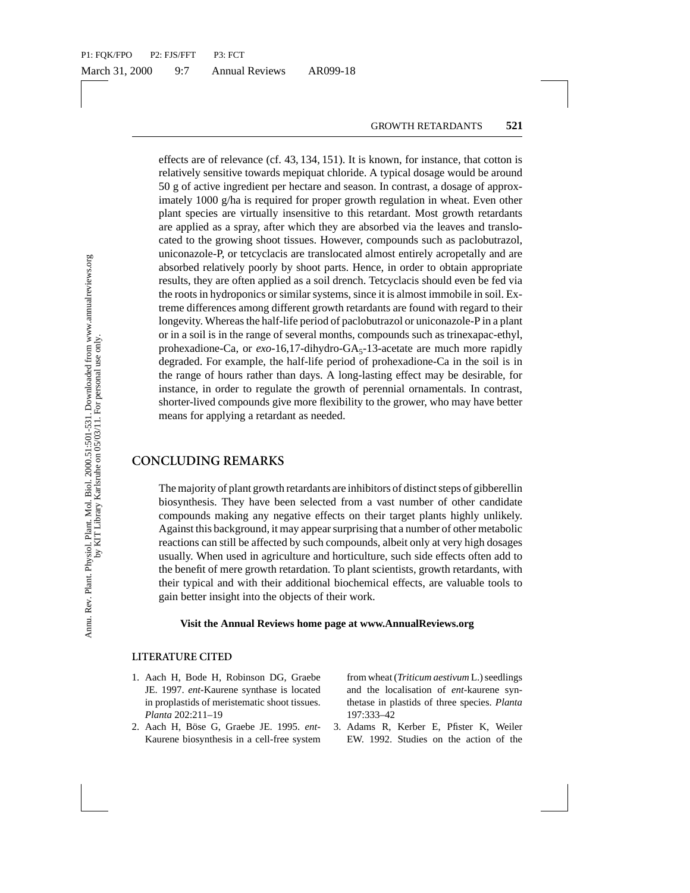effects are of relevance (cf. 43, 134, 151). It is known, for instance, that cotton is relatively sensitive towards mepiquat chloride. A typical dosage would be around 50 g of active ingredient per hectare and season. In contrast, a dosage of approximately 1000 g/ha is required for proper growth regulation in wheat. Even other plant species are virtually insensitive to this retardant. Most growth retardants are applied as a spray, after which they are absorbed via the leaves and translocated to the growing shoot tissues. However, compounds such as paclobutrazol, uniconazole-P, or tetcyclacis are translocated almost entirely acropetally and are absorbed relatively poorly by shoot parts. Hence, in order to obtain appropriate results, they are often applied as a soil drench. Tetcyclacis should even be fed via the roots in hydroponics or similar systems, since it is almost immobile in soil. Extreme differences among different growth retardants are found with regard to their longevity. Whereas the half-life period of paclobutrazol or uniconazole-P in a plant or in a soil is in the range of several months, compounds such as trinexapac-ethyl, prohexadione-Ca, or *exo*-16,17-dihydro-$GA_5$-13-acetate are much more rapidly degraded. For example, the half-life period of prohexadione-Ca in the soil is in the range of hours rather than days. A long-lasting effect may be desirable, for instance, in order to regulate the growth of perennial ornamentals. In contrast, shorter-lived compounds give more flexibility to the grower, who may have better means for applying a retardant as needed.

## CONCLUDING REMARKS

The majority of plant growth retardants are inhibitors of distinct steps of gibberellin biosynthesis. They have been selected from a vast number of other candidate compounds making any negative effects on their target plants highly unlikely. Against this background, it may appear surprising that a number of other metabolic reactions can still be affected by such compounds, albeit only at very high dosages usually. When used in agriculture and horticulture, such side effects often add to the benefit of mere growth retardation. To plant scientists, growth retardants, with their typical and with their additional biochemical effects, are valuable tools to gain better insight into the objects of their work.

**Visit the Annual Reviews home page at www.AnnualReviews.org**

## LITERATURE CITED

1. Aach H, Bode H, Robinson DG, Graebe JE. 1997. *ent*-Kaurene synthase is located in proplastids of meristematic shoot tissues. *Planta* 202:211–19
2. Aach H, Böse G, Graebe JE. 1995. *ent*-Kaurene biosynthesis in a cell-free system from wheat (*Triticum aestivum* L.) seedlings and the localisation of *ent*-kaurene synthetase in plastids of three species. *Planta* 197:333–42
3. Adams R, Kerber E, Pfister K, Weiler EW. 1992. Studies on the action of the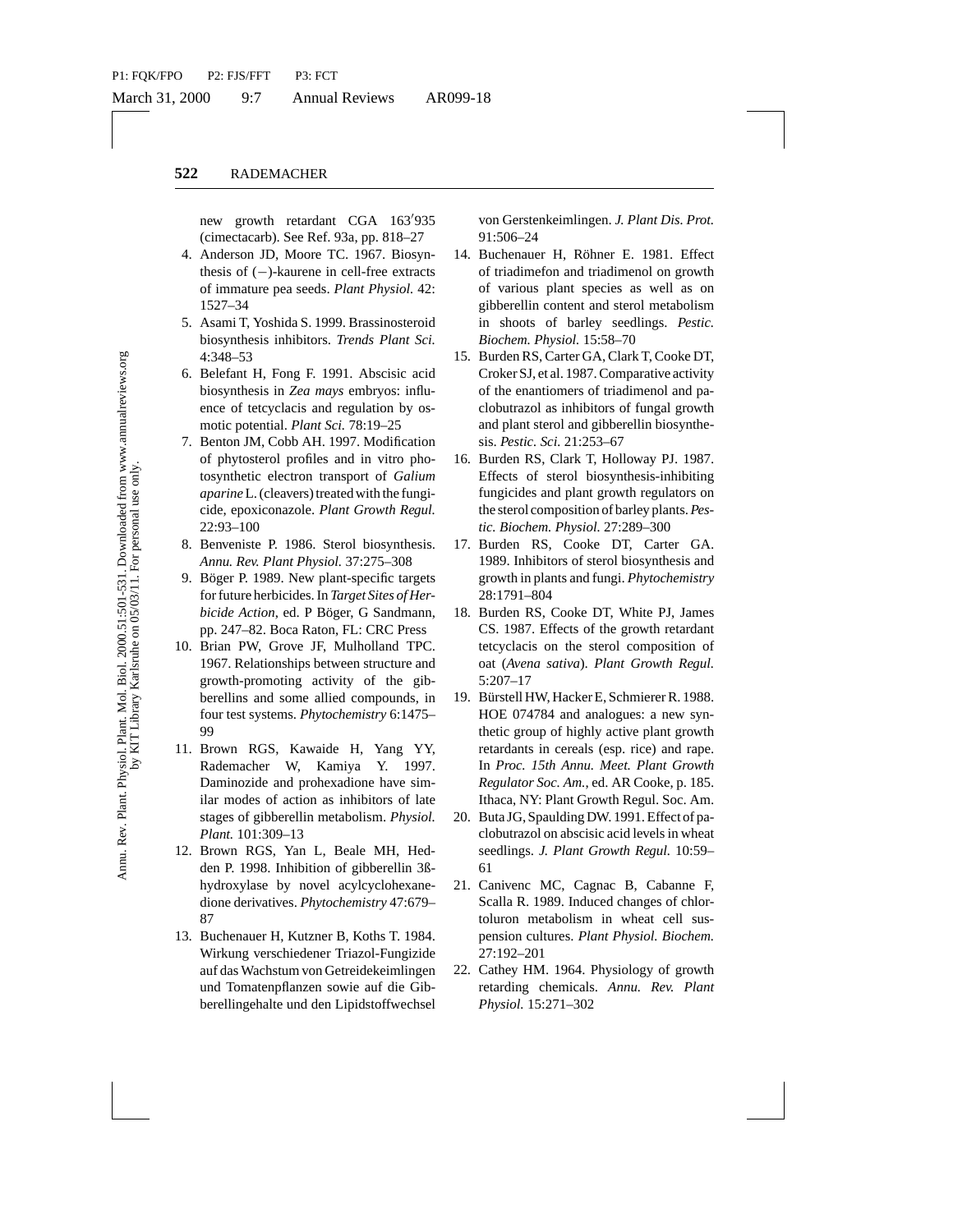new growth retardant CGA 163′935 (cimectacarb). See Ref. 93a, pp. 818–27

4. Anderson JD, Moore TC. 1967. Biosynthesis of (−)-kaurene in cell-free extracts of immature pea seeds. *Plant Physiol.* 42: 1527–34
5. Asami T, Yoshida S. 1999. Brassinosteroid biosynthesis inhibitors. *Trends Plant Sci.* 4:348–53
6. Belefant H, Fong F. 1991. Abscisic acid biosynthesis in *Zea mays* embryos: influence of tetcyclacis and regulation by osmotic potential. *Plant Sci.* 78:19–25
7. Benton JM, Cobb AH. 1997. Modification of phytosterol profiles and in vitro photosynthetic electron transport of *Galium aparine* L. (cleavers) treated with the fungicide, epoxiconazole. *Plant Growth Regul.* 22:93–100
8. Benveniste P. 1986. Sterol biosynthesis. *Annu. Rev. Plant Physiol.* 37:275–308
9. Böger P. 1989. New plant-specific targets for future herbicides. In *Target Sites of Herbicide Action*, ed. P Böger, G Sandmann, pp. 247–82. Boca Raton, FL: CRC Press
10. Brian PW, Grove JF, Mulholland TPC. 1967. Relationships between structure and growth-promoting activity of the gibberellins and some allied compounds, in four test systems. *Phytochemistry* 6:1475–99
11. Brown RGS, Kawaide H, Yang YY, Rademacher W, Kamiya Y. 1997. Daminozide and prohexadione have similar modes of action as inhibitors of late stages of gibberellin metabolism. *Physiol. Plant.* 101:309–13
12. Brown RGS, Yan L, Beale MH, Hedden P. 1998. Inhibition of gibberellin 3ß-hydroxylase by novel acylcyclohexanedione derivatives. *Phytochemistry* 47:679–87
13. Buchenauer H, Kutzner B, Koths T. 1984. Wirkung verschiedener Triazol-Fungizide auf das Wachstum von Getreidekeimlingen und Tomatenpflanzen sowie auf die Gibberellingehalte und den Lipidstoffwechsel von Gerstenkeimlingen. *J. Plant Dis. Prot.* 91:506–24
14. Buchenauer H, Röhner E. 1981. Effect of triadimefon and triadimenol on growth of various plant species as well as on gibberellin content and sterol metabolism in shoots of barley seedlings. *Pestic. Biochem. Physiol.* 15:58–70
15. Burden RS, Carter GA, Clark T, Cooke DT, Croker SJ, et al. 1987. Comparative activity of the enantiomers of triadimenol and paclobutrazol as inhibitors of fungal growth and plant sterol and gibberellin biosynthesis. *Pestic. Sci.* 21:253–67
16. Burden RS, Clark T, Holloway PJ. 1987. Effects of sterol biosynthesis-inhibiting fungicides and plant growth regulators on the sterol composition of barley plants. *Pestic. Biochem. Physiol.* 27:289–300
17. Burden RS, Cooke DT, Carter GA. 1989. Inhibitors of sterol biosynthesis and growth in plants and fungi. *Phytochemistry* 28:1791–804
18. Burden RS, Cooke DT, White PJ, James CS. 1987. Effects of the growth retardant tetcyclacis on the sterol composition of oat (*Avena sativa*). *Plant Growth Regul.* 5:207–17
19. Bürstell HW, Hacker E, Schmierer R. 1988. HOE 074784 and analogues: a new synthetic group of highly active plant growth retardants in cereals (esp. rice) and rape. In *Proc. 15th Annu. Meet. Plant Growth Regulator Soc. Am.*, ed. AR Cooke, p. 185. Ithaca, NY: Plant Growth Regul. Soc. Am.
20. Buta JG, Spaulding DW. 1991. Effect of paclobutrazol on abscisic acid levels in wheat seedlings. *J. Plant Growth Regul.* 10:59–61
21. Canivenc MC, Cagnac B, Cabanne F, Scalla R. 1989. Induced changes of chlortoluron metabolism in wheat cell suspension cultures. *Plant Physiol. Biochem.* 27:192–201
22. Cathey HM. 1964. Physiology of growth retarding chemicals. *Annu. Rev. Plant Physiol.* 15:271–302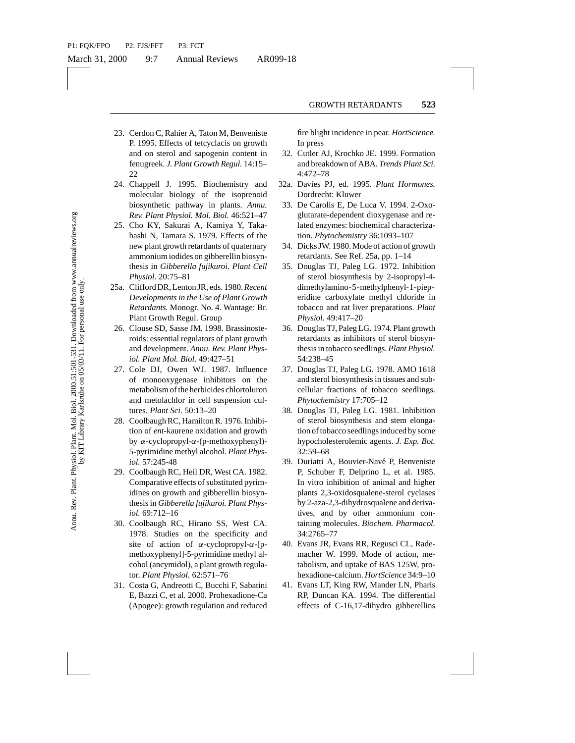23. Cerdon C, Rahier A, Taton M, Benveniste P. 1995. Effects of tetcyclacis on growth and on sterol and sapogenin content in fenugreek. *J. Plant Growth Regul.* 14:15–22
24. Chappell J. 1995. Biochemistry and molecular biology of the isoprenoid biosynthetic pathway in plants. *Annu. Rev. Plant Physiol. Mol. Biol.* 46:521–47
25. Cho KY, Sakurai A, Kamiya Y, Takahashi N, Tamara S. 1979. Effects of the new plant growth retardants of quaternary ammonium iodides on gibberellin biosynthesis in *Gibberella fujikuroi*. *Plant Cell Physiol.* 20:75–81

25a. Clifford DR, Lenton JR, eds. 1980. *Recent Developments in the Use of Plant Growth Retardants.* Monogr. No. 4. Wantage: Br. Plant Growth Regul. Group

26. Clouse SD, Sasse JM. 1998. Brassinosteroids: essential regulators of plant growth and development. *Annu. Rev. Plant Physiol. Plant Mol. Biol.* 49:427–51
27. Cole DJ, Owen WJ. 1987. Influence of monooxygenase inhibitors on the metabolism of the herbicides chlortoluron and metolachlor in cell suspension cultures. *Plant Sci.* 50:13–20
28. Coolbaugh RC, Hamilton R. 1976. Inhibition of *ent*-kaurene oxidation and growth by $\alpha$-cyclopropyl-$\alpha$-(p-methoxyphenyl)-5-pyrimidine methyl alcohol. *Plant Physiol.* 57:245-48
29. Coolbaugh RC, Heil DR, West CA. 1982. Comparative effects of substituted pyrimidines on growth and gibberellin biosynthesis in *Gibberella fujikuroi*. *Plant Physiol.* 69:712–16
30. Coolbaugh RC, Hirano SS, West CA. 1978. Studies on the specificity and site of action of $\alpha$-cyclopropyl-$\alpha$-[p-methoxyphenyl]-5-pyrimidine methyl alcohol (ancymidol), a plant growth regulator. *Plant Physiol.* 62:571–76
31. Costa G, Andreotti C, Bucchi F, Sabatini E, Bazzi C, et al. 2000. Prohexadione-Ca (Apogee): growth regulation and reduced fire blight incidence in pear. *HortScience.* In press
32. Cutler AJ, Krochko JE. 1999. Formation and breakdown of ABA. *Trends Plant Sci.* 4:472–78

32a. Davies PJ, ed. 1995. *Plant Hormones.* Dordrecht: Kluwer

33. De Carolis E, De Luca V. 1994. 2-Oxoglutarate-dependent dioxygenase and related enzymes: biochemical characterization. *Phytochemistry* 36:1093–107
34. Dicks JW. 1980. Mode of action of growth retardants. See Ref. 25a, pp. 1–14
35. Douglas TJ, Paleg LG. 1972. Inhibition of sterol biosynthesis by 2-isopropyl-4-dimethylamino-5-methylphenyl-1-pieperidine carboxylate methyl chloride in tobacco and rat liver preparations. *Plant Physiol.* 49:417–20
36. Douglas TJ, Paleg LG. 1974. Plant growth retardants as inhibitors of sterol biosynthesis in tobacco seedlings. *Plant Physiol.* 54:238–45
37. Douglas TJ, Paleg LG. 1978. AMO 1618 and sterol biosynthesis in tissues and subcellular fractions of tobacco seedlings. *Phytochemistry* 17:705–12
38. Douglas TJ, Paleg LG. 1981. Inhibition of sterol biosynthesis and stem elongation of tobacco seedlings induced by some hypocholesterolemic agents. *J. Exp. Bot.* 32:59–68
39. Duriatti A, Bouvier-Navé P, Benveniste P, Schuber F, Delprino L, et al. 1985. In vitro inhibition of animal and higher plants 2,3-oxidosqualene-sterol cyclases by 2-aza-2,3-dihydrosqualene and derivatives, and by other ammonium containing molecules. *Biochem. Pharmacol.* 34:2765–77
40. Evans JR, Evans RR, Regusci CL, Rademacher W. 1999. Mode of action, metabolism, and uptake of BAS 125W, prohexadione-calcium. *HortScience* 34:9–10
41. Evans LT, King RW, Mander LN, Pharis RP, Duncan KA. 1994. The differential effects of C-16,17-dihydro gibberellins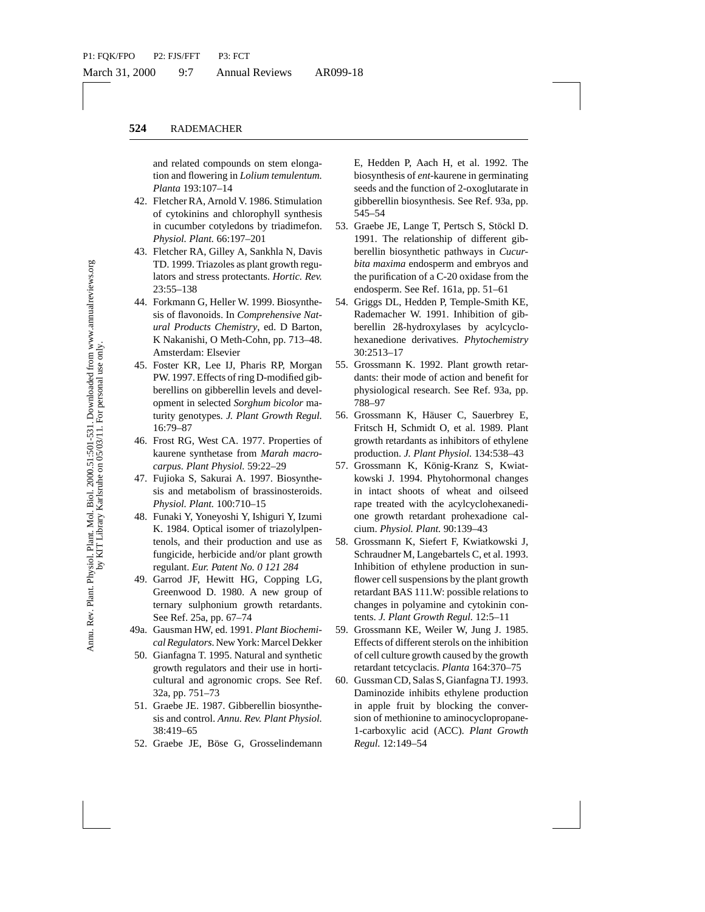and related compounds on stem elongation and flowering in *Lolium temulentum. Planta* 193:107–14

42. Fletcher RA, Arnold V. 1986. Stimulation of cytokinins and chlorophyll synthesis in cucumber cotyledons by triadimefon. *Physiol. Plant.* 66:197–201
43. Fletcher RA, Gilley A, Sankhla N, Davis TD. 1999. Triazoles as plant growth regulators and stress protectants. *Hortic. Rev.* 23:55–138
44. Forkmann G, Heller W. 1999. Biosynthesis of flavonoids. In *Comprehensive Natural Products Chemistry*, ed. D Barton, K Nakanishi, O Meth-Cohn, pp. 713–48. Amsterdam: Elsevier
45. Foster KR, Lee IJ, Pharis RP, Morgan PW. 1997. Effects of ring D-modified gibberellins on gibberellin levels and development in selected *Sorghum bicolor* maturity genotypes. *J. Plant Growth Regul.* 16:79–87
46. Frost RG, West CA. 1977. Properties of kaurene synthetase from *Marah macrocarpus. Plant Physiol.* 59:22–29
47. Fujioka S, Sakurai A. 1997. Biosynthesis and metabolism of brassinosteroids. *Physiol. Plant.* 100:710–15
48. Funaki Y, Yoneyoshi Y, Ishiguri Y, Izumi K. 1984. Optical isomer of triazolylpentenols, and their production and use as fungicide, herbicide and/or plant growth regulant. *Eur. Patent No. 0 121 284*
49. Garrod JF, Hewitt HG, Copping LG, Greenwood D. 1980. A new group of ternary sulphonium growth retardants. See Ref. 25a, pp. 67–74

49a. Gausman HW, ed. 1991. *Plant Biochemical Regulators*. New York: Marcel Dekker

50. Gianfagna T. 1995. Natural and synthetic growth regulators and their use in horticultural and agronomic crops. See Ref. 32a, pp. 751–73
51. Graebe JE. 1987. Gibberellin biosynthesis and control. *Annu. Rev. Plant Physiol.* 38:419–65
52. Graebe JE, Böse G, Grosselindemann E, Hedden P, Aach H, et al. 1992. The biosynthesis of *ent*-kaurene in germinating seeds and the function of 2-oxoglutarate in gibberellin biosynthesis. See Ref. 93a, pp. 545–54
53. Graebe JE, Lange T, Pertsch S, Stöckl D. 1991. The relationship of different gibberellin biosynthetic pathways in *Cucurbita maxima* endosperm and embryos and the purification of a C-20 oxidase from the endosperm. See Ref. 161a, pp. 51–61
54. Griggs DL, Hedden P, Temple-Smith KE, Rademacher W. 1991. Inhibition of gibberellin 2ß-hydroxylases by acylcyclohexanedione derivatives. *Phytochemistry* 30:2513–17
55. Grossmann K. 1992. Plant growth retardants: their mode of action and benefit for physiological research. See Ref. 93a, pp. 788–97
56. Grossmann K, Häuser C, Sauerbrey E, Fritsch H, Schmidt O, et al. 1989. Plant growth retardants as inhibitors of ethylene production. *J. Plant Physiol.* 134:538–43
57. Grossmann K, König-Kranz S, Kwiatkowski J. 1994. Phytohormonal changes in intact shoots of wheat and oilseed rape treated with the acylcyclohexanedione growth retardant prohexadione calcium. *Physiol. Plant.* 90:139–43
58. Grossmann K, Siefert F, Kwiatkowski J, Schraudner M, Langebartels C, et al. 1993. Inhibition of ethylene production in sunflower cell suspensions by the plant growth retardant BAS 111.W: possible relations to changes in polyamine and cytokinin contents. *J. Plant Growth Regul.* 12:5–11
59. Grossmann KE, Weiler W, Jung J. 1985. Effects of different sterols on the inhibition of cell culture growth caused by the growth retardant tetcyclacis. *Planta* 164:370–75
60. Gussman CD, Salas S, Gianfagna TJ. 1993. Daminozide inhibits ethylene production in apple fruit by blocking the conversion of methionine to aminocyclopropane-1-carboxylic acid (ACC). *Plant Growth Regul.* 12:149–54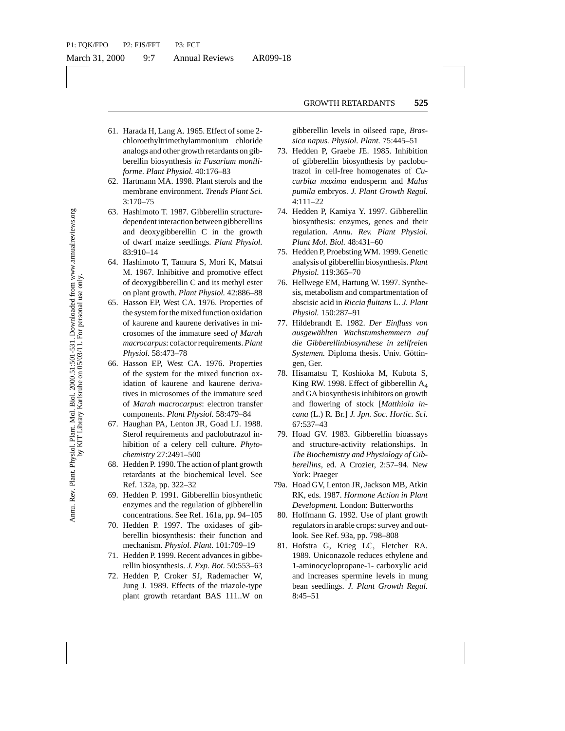61. Harada H, Lang A. 1965. Effect of some 2-chloroethyltrimethylammonium chloride analogs and other growth retardants on gibberellin biosynthesis *in Fusarium moniliforme*. *Plant Physiol.* 40:176–83
62. Hartmann MA. 1998. Plant sterols and the membrane environment. *Trends Plant Sci.* 3:170–75
63. Hashimoto T. 1987. Gibberellin structure-dependent interaction between gibberellins and deoxygibberellin C in the growth of dwarf maize seedlings. *Plant Physiol.* 83:910–14
64. Hashimoto T, Tamura S, Mori K, Matsui M. 1967. Inhibitive and promotive effect of deoxygibberellin C and its methyl ester on plant growth. *Plant Physiol.* 42:886–88
65. Hasson EP, West CA. 1976. Properties of the system for the mixed function oxidation of kaurene and kaurene derivatives in microsomes of the immature seed *of Marah macrocarpus*: cofactor requirements. *Plant Physiol.* 58:473–78
66. Hasson EP, West CA. 1976. Properties of the system for the mixed function oxidation of kaurene and kaurene derivatives in microsomes of the immature seed of *Marah macrocarpus*: electron transfer components. *Plant Physiol.* 58:479–84
67. Haughan PA, Lenton JR, Goad LJ. 1988. Sterol requirements and paclobutrazol inhibition of a celery cell culture. *Phytochemistry* 27:2491–500
68. Hedden P. 1990. The action of plant growth retardants at the biochemical level. See Ref. 132a, pp. 322–32
69. Hedden P. 1991. Gibberellin biosynthetic enzymes and the regulation of gibberellin concentrations. See Ref. 161a, pp. 94–105
70. Hedden P. 1997. The oxidases of gibberellin biosynthesis: their function and mechanism. *Physiol. Plant.* 101:709–19
71. Hedden P. 1999. Recent advances in gibberellin biosynthesis. *J. Exp. Bot.* 50:553–63
72. Hedden P, Croker SJ, Rademacher W, Jung J. 1989. Effects of the triazole-type plant growth retardant BAS 111..W on gibberellin levels in oilseed rape, *Brassica napus. Physiol. Plant.* 75:445–51
73. Hedden P, Graebe JE. 1985. Inhibition of gibberellin biosynthesis by paclobutrazol in cell-free homogenates of *Cucurbita maxima* endosperm and *Malus pumila* embryos. *J. Plant Growth Regul.* 4:111–22
74. Hedden P, Kamiya Y. 1997. Gibberellin biosynthesis: enzymes, genes and their regulation. *Annu. Rev. Plant Physiol. Plant Mol. Biol.* 48:431–60
75. Hedden P, Proebsting WM. 1999. Genetic analysis of gibberellin biosynthesis. *Plant Physiol.* 119:365–70
76. Hellwege EM, Hartung W. 1997. Synthesis, metabolism and compartmentation of abscisic acid in *Riccia fluitans* L. *J. Plant Physiol.* 150:287–91
77. Hildebrandt E. 1982. *Der Einfluss von ausgewählten Wachstumshemmern auf die Gibberellinbiosynthese in zellfreien Systemen.* Diploma thesis. Univ. Göttingen, Ger.
78. Hisamatsu T, Koshioka M, Kubota S, King RW. 1998. Effect of gibberellin $A_4$ and GA biosynthesis inhibitors on growth and flowering of stock [*Matthiola incana* (L.) R. Br.] *J. Jpn. Soc. Hortic. Sci.* 67:537–43
79. Hoad GV. 1983. Gibberellin bioassays and structure-activity relationships. In *The Biochemistry and Physiology of Gibberellins*, ed. A Crozier, 2:57–94. New York: Praeger

79a. Hoad GV, Lenton JR, Jackson MB, Atkin RK, eds. 1987. *Hormone Action in Plant Development.* London: Butterworths

80. Hoffmann G. 1992. Use of plant growth regulators in arable crops: survey and outlook. See Ref. 93a, pp. 798–808
81. Hofstra G, Krieg LC, Fletcher RA. 1989. Uniconazole reduces ethylene and 1-aminocyclopropane-1- carboxylic acid and increases spermine levels in mung bean seedlings. *J. Plant Growth Regul.* 8:45–51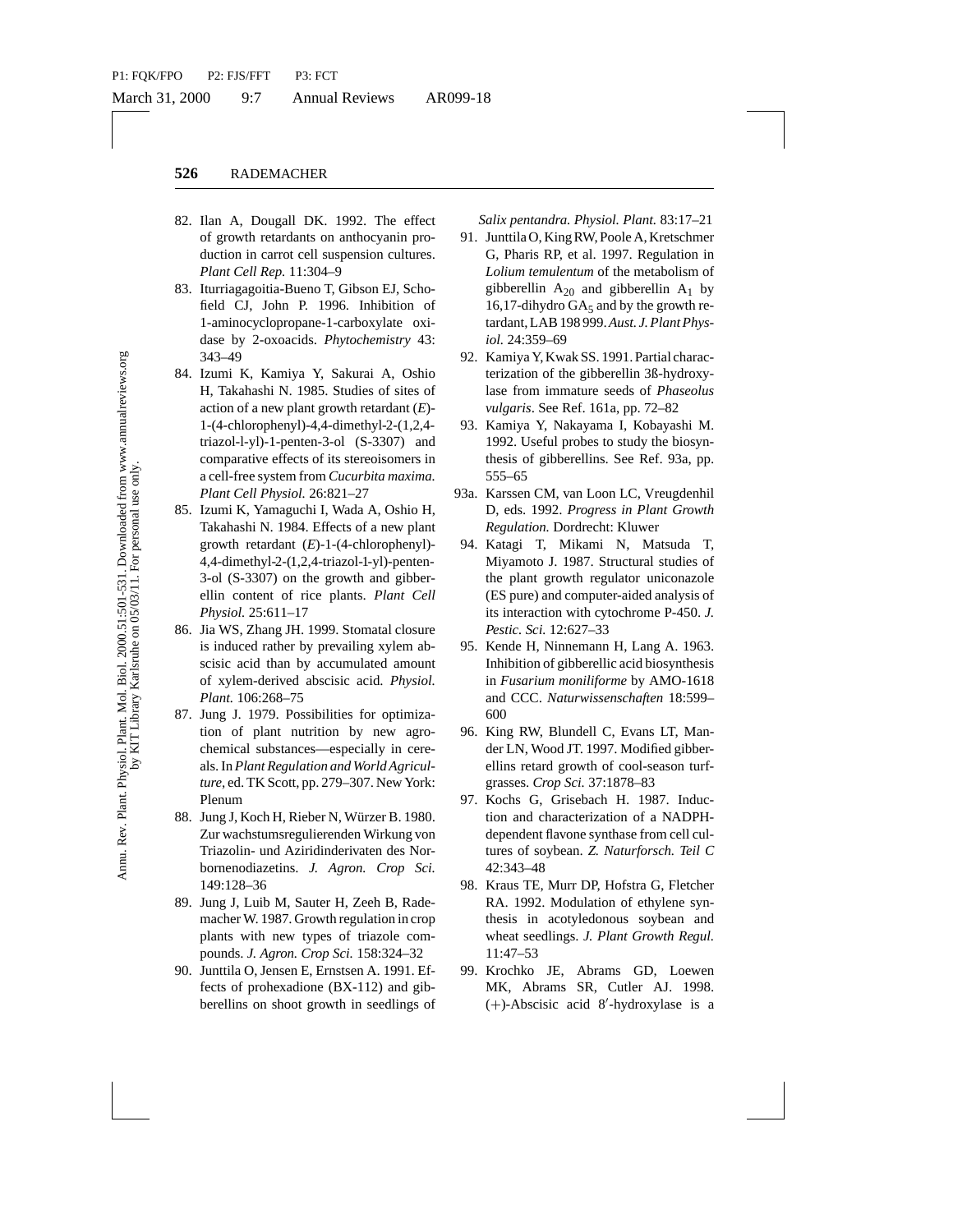82. Ilan A, Dougall DK. 1992. The effect of growth retardants on anthocyanin production in carrot cell suspension cultures. *Plant Cell Rep.* 11:304–9
83. Iturriagagoitia-Bueno T, Gibson EJ, Schofield CJ, John P. 1996. Inhibition of 1-aminocyclopropane-1-carboxylate oxidase by 2-oxoacids. *Phytochemistry* 43: 343–49
84. Izumi K, Kamiya Y, Sakurai A, Oshio H, Takahashi N. 1985. Studies of sites of action of a new plant growth retardant (*E*)-1-(4-chlorophenyl)-4,4-dimethyl-2-(1,2,4-triazol-l-yl)-1-penten-3-ol (S-3307) and comparative effects of its stereoisomers in a cell-free system from *Cucurbita maxima. Plant Cell Physiol.* 26:821–27
85. Izumi K, Yamaguchi I, Wada A, Oshio H, Takahashi N. 1984. Effects of a new plant growth retardant (*E*)-1-(4-chlorophenyl)-4,4-dimethyl-2-(1,2,4-triazol-1-yl)-penten-3-ol (S-3307) on the growth and gibberellin content of rice plants. *Plant Cell Physiol.* 25:611–17
86. Jia WS, Zhang JH. 1999. Stomatal closure is induced rather by prevailing xylem abscisic acid than by accumulated amount of xylem-derived abscisic acid. *Physiol. Plant.* 106:268–75
87. Jung J. 1979. Possibilities for optimization of plant nutrition by new agrochemical substances—especially in cereals. In *Plant Regulation and World Agriculture*, ed. TK Scott, pp. 279–307. New York: Plenum
88. Jung J, Koch H, Rieber N, Würzer B. 1980. Zur wachstumsregulierenden Wirkung von Triazolin- und Aziridinderivaten des Norbornenodiazetins. *J. Agron. Crop Sci.* 149:128–36
89. Jung J, Luib M, Sauter H, Zeeh B, Rademacher W. 1987. Growth regulation in crop plants with new types of triazole compounds. *J. Agron. Crop Sci.* 158:324–32
90. Junttila O, Jensen E, Ernstsen A. 1991. Effects of prohexadione (BX-112) and gibberellins on shoot growth in seedlings of *Salix pentandra. Physiol. Plant.* 83:17–21
91. Junttila O, King RW, Poole A, Kretschmer G, Pharis RP, et al. 1997. Regulation in *Lolium temulentum* of the metabolism of gibberellin $A_{20}$ and gibberellin $A_1$ by 16,17-dihydro $GA_5$ and by the growth retardant, LAB 198 999. *Aust. J. Plant Physiol.* 24:359–69
92. Kamiya Y, Kwak SS. 1991. Partial characterization of the gibberellin 3ß-hydroxylase from immature seeds of *Phaseolus vulgaris*. See Ref. 161a, pp. 72–82
93. Kamiya Y, Nakayama I, Kobayashi M. 1992. Useful probes to study the biosynthesis of gibberellins. See Ref. 93a, pp. 555–65

93a. Karssen CM, van Loon LC, Vreugdenhil D, eds. 1992. *Progress in Plant Growth Regulation.* Dordrecht: Kluwer

94. Katagi T, Mikami N, Matsuda T, Miyamoto J. 1987. Structural studies of the plant growth regulator uniconazole (ES pure) and computer-aided analysis of its interaction with cytochrome P-450. *J. Pestic. Sci.* 12:627–33
95. Kende H, Ninnemann H, Lang A. 1963. Inhibition of gibberellic acid biosynthesis in *Fusarium moniliforme* by AMO-1618 and CCC. *Naturwissenschaften* 18:599–600
96. King RW, Blundell C, Evans LT, Mander LN, Wood JT. 1997. Modified gibberellins retard growth of cool-season turfgrasses. *Crop Sci.* 37:1878–83
97. Kochs G, Grisebach H. 1987. Induction and characterization of a NADPH-dependent flavone synthase from cell cultures of soybean. *Z. Naturforsch. Teil C* 42:343–48
98. Kraus TE, Murr DP, Hofstra G, Fletcher RA. 1992. Modulation of ethylene synthesis in acotyledonous soybean and wheat seedlings. *J. Plant Growth Regul.* 11:47–53
99. Krochko JE, Abrams GD, Loewen MK, Abrams SR, Cutler AJ. 1998. (+)-Abscisic acid 8′-hydroxylase is a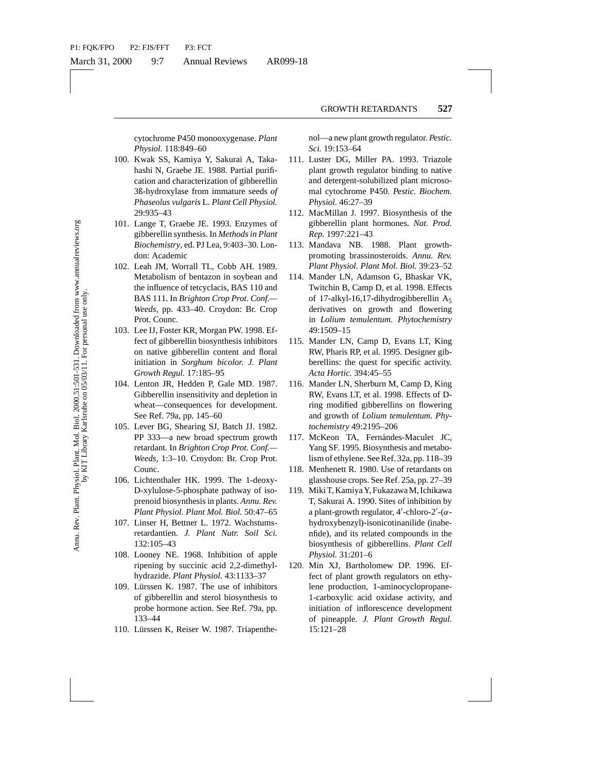cytochrome P450 monooxygenase. *Plant Physiol.* 118:849–60

100. Kwak SS, Kamiya Y, Sakurai A, Takahashi N, Graebe JE. 1988. Partial purification and characterization of gibberellin 3ß-hydroxylase from immature seeds *of Phaseolus vulgaris* L. *Plant Cell Physiol.* 29:935–43
101. Lange T, Graebe JE. 1993. Enzymes of gibberellin synthesis. In *Methods in Plant Biochemistry*, ed. PJ Lea, 9:403–30. London: Academic
102. Leah JM, Worrall TL, Cobb AH. 1989. Metabolism of bentazon in soybean and the influence of tetcyclacis, BAS 110 and BAS 111. In *Brighton Crop Prot. Conf.—Weeds*, pp. 433–40. Croydon: Br. Crop Prot. Counc.
103. Lee IJ, Foster KR, Morgan PW. 1998. Effect of gibberellin biosynthesis inhibitors on native gibberellin content and floral initiation in *Sorghum bicolor. J. Plant Growth Regul.* 17:185–95
104. Lenton JR, Hedden P, Gale MD. 1987. Gibberellin insensitivity and depletion in wheat—consequences for development. See Ref. 79a, pp. 145–60
105. Lever BG, Shearing SJ, Batch JJ. 1982. PP 333—a new broad spectrum growth retardant. In *Brighton Crop Prot. Conf.—Weeds*, 1:3–10. Croydon: Br. Crop Prot. Counc.
106. Lichtenthaler HK. 1999. The 1-deoxy-D-xylulose-5-phosphate pathway of isoprenoid biosynthesis in plants. *Annu. Rev. Plant Physiol. Plant Mol. Biol.* 50:47–65
107. Linser H, Bettner L. 1972. Wachstumsretardantien. *J. Plant Nutr. Soil Sci.* 132:105–43
108. Looney NE. 1968. Inhibition of apple ripening by succinic acid 2,2-dimethylhydrazide. *Plant Physiol.* 43:1133–37
109. Lürssen K. 1987. The use of inhibitors of gibberellin and sterol biosynthesis to probe hormone action. See Ref. 79a, pp. 133–44
110. Lürssen K, Reiser W. 1987. Triapenthenol—a new plant growth regulator. *Pestic. Sci.* 19:153–64
111. Luster DG, Miller PA. 1993. Triazole plant growth regulator binding to native and detergent-solubilized plant microsomal cytochrome P450. *Pestic. Biochem. Physiol.* 46:27–39
112. MacMillan J. 1997. Biosynthesis of the gibberellin plant hormones. *Nat. Prod. Rep.* 1997:221–43
113. Mandava NB. 1988. Plant growth-promoting brassinosteroids. *Annu. Rev. Plant Physiol. Plant Mol. Biol.* 39:23–52
114. Mander LN, Adamson G, Bhaskar VK, Twitchin B, Camp D, et al. 1998. Effects of 17-alkyl-16,17-dihydrogibberellin $A_5$ derivatives on growth and flowering in *Lolium temulentum*. *Phytochemistry* 49:1509–15
115. Mander LN, Camp D, Evans LT, King RW, Pharis RP, et al. 1995. Designer gibberellins: the quest for specific activity. *Acta Hortic.* 394:45–55
116. Mander LN, Sherburn M, Camp D, King RW, Evans LT, et al. 1998. Effects of D-ring modified gibberellins on flowering and growth of *Lolium temulentum*. *Phytochemistry* 49:2195–206
117. McKeon TA, Fernándes-Maculet JC, Yang SF. 1995. Biosynthesis and metabolism of ethylene. See Ref. 32a, pp. 118–39
118. Menhenett R. 1980. Use of retardants on glasshouse crops. See Ref. 25a, pp. 27–39
119. Miki T, Kamiya Y, Fukazawa M, Ichikawa T, Sakurai A. 1990. Sites of inhibition by a plant-growth regulator, 4′-chloro-2′-($\alpha$-hydroxybenzyl)-isonicotinanilide (inabenfide), and its related compounds in the biosynthesis of gibberellins. *Plant Cell Physiol.* 31:201–6
120. Min XJ, Bartholomew DP. 1996. Effect of plant growth regulators on ethylene production, 1-aminocyclopropane-1-carboxylic acid oxidase activity, and initiation of inflorescence development of pineapple. *J. Plant Growth Regul.* 15:121–28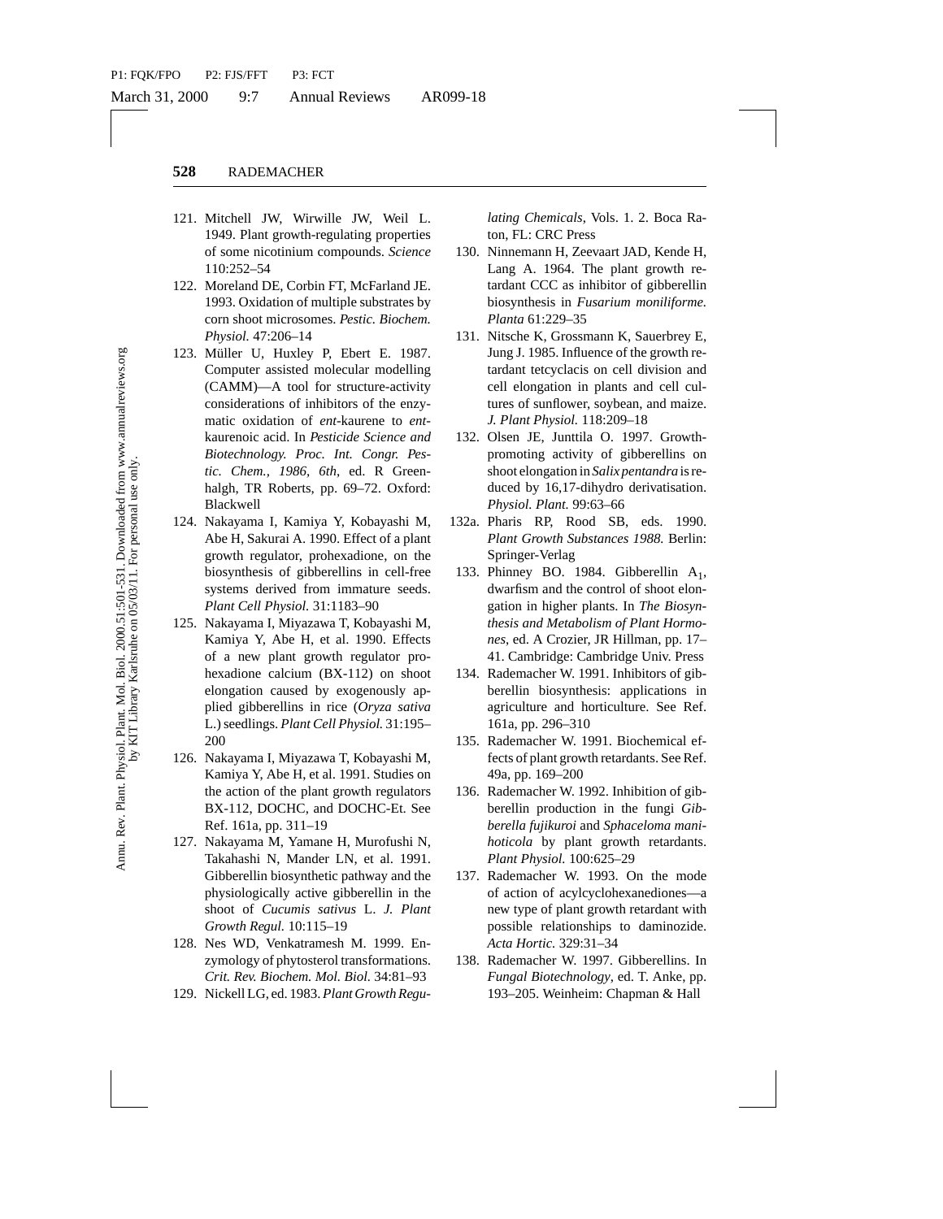121. Mitchell JW, Wirwille JW, Weil L. 1949. Plant growth-regulating properties of some nicotinium compounds. *Science* 110:252–54

122. Moreland DE, Corbin FT, McFarland JE. 1993. Oxidation of multiple substrates by corn shoot microsomes. *Pestic. Biochem. Physiol.* 47:206–14

123. Müller U, Huxley P, Ebert E. 1987. Computer assisted molecular modelling (CAMM)—A tool for structure-activity considerations of inhibitors of the enzymatic oxidation of *ent*-kaurene to *ent*-kaurenoic acid. In *Pesticide Science and Biotechnology. Proc. Int. Congr. Pestic. Chem., 1986, 6th*, ed. R Greenhalgh, TR Roberts, pp. 69–72. Oxford: Blackwell

124. Nakayama I, Kamiya Y, Kobayashi M, Abe H, Sakurai A. 1990. Effect of a plant growth regulator, prohexadione, on the biosynthesis of gibberellins in cell-free systems derived from immature seeds. *Plant Cell Physiol.* 31:1183–90

125. Nakayama I, Miyazawa T, Kobayashi M, Kamiya Y, Abe H, et al. 1990. Effects of a new plant growth regulator prohexadione calcium (BX-112) on shoot elongation caused by exogenously applied gibberellins in rice (*Oryza sativa* L.) seedlings. *Plant Cell Physiol.* 31:195–200

126. Nakayama I, Miyazawa T, Kobayashi M, Kamiya Y, Abe H, et al. 1991. Studies on the action of the plant growth regulators BX-112, DOCHC, and DOCHC-Et. See Ref. 161a, pp. 311–19

127. Nakayama M, Yamane H, Murofushi N, Takahashi N, Mander LN, et al. 1991. Gibberellin biosynthetic pathway and the physiologically active gibberellin in the shoot of *Cucumis sativus* L. *J. Plant Growth Regul.* 10:115–19

128. Nes WD, Venkatramesh M. 1999. Enzymology of phytosterol transformations. *Crit. Rev. Biochem. Mol. Biol.* 34:81–93

129. Nickell LG, ed. 1983. *Plant Growth Regulating Chemicals*, Vols. 1. 2. Boca Raton, FL: CRC Press

130. Ninnemann H, Zeevaart JAD, Kende H, Lang A. 1964. The plant growth retardant CCC as inhibitor of gibberellin biosynthesis in *Fusarium moniliforme. Planta* 61:229–35

131. Nitsche K, Grossmann K, Sauerbrey E, Jung J. 1985. Influence of the growth retardant tetcyclacis on cell division and cell elongation in plants and cell cultures of sunflower, soybean, and maize. *J. Plant Physiol.* 118:209–18

132. Olsen JE, Junttila O. 1997. Growth-promoting activity of gibberellins on shoot elongation in *Salix pentandra* is reduced by 16,17-dihydro derivatisation. *Physiol. Plant.* 99:63–66

132a. Pharis RP, Rood SB, eds. 1990. *Plant Growth Substances 1988.* Berlin: Springer-Verlag

133. Phinney BO. 1984. Gibberellin $A_1$, dwarfism and the control of shoot elongation in higher plants. In *The Biosynthesis and Metabolism of Plant Hormones*, ed. A Crozier, JR Hillman, pp. 17–41. Cambridge: Cambridge Univ. Press

134. Rademacher W. 1991. Inhibitors of gibberellin biosynthesis: applications in agriculture and horticulture. See Ref. 161a, pp. 296–310

135. Rademacher W. 1991. Biochemical effects of plant growth retardants. See Ref. 49a, pp. 169–200

136. Rademacher W. 1992. Inhibition of gibberellin production in the fungi *Gibberella fujikuroi* and *Sphaceloma manihoticola* by plant growth retardants. *Plant Physiol.* 100:625–29

137. Rademacher W. 1993. On the mode of action of acylcyclohexanediones—a new type of plant growth retardant with possible relationships to daminozide. *Acta Hortic.* 329:31–34

138. Rademacher W. 1997. Gibberellins. In *Fungal Biotechnology*, ed. T. Anke, pp. 193–205. Weinheim: Chapman & Hall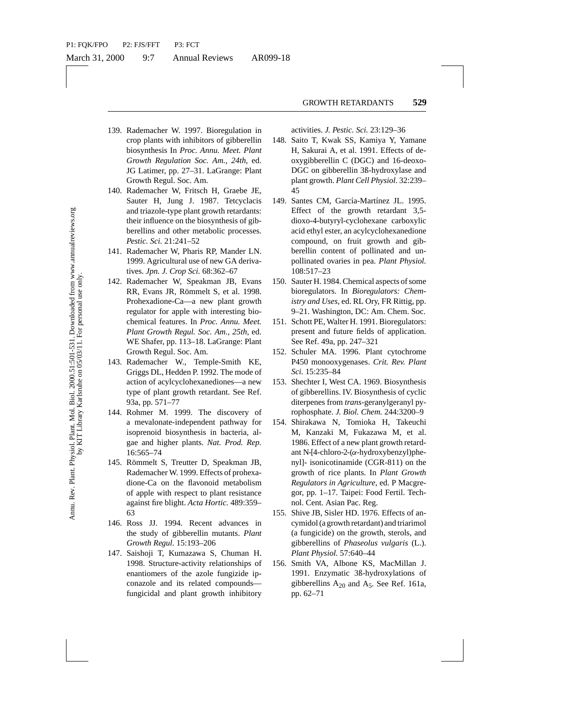139. Rademacher W. 1997. Bioregulation in crop plants with inhibitors of gibberellin biosynthesis In *Proc. Annu. Meet. Plant Growth Regulation Soc. Am., 24th*, ed. JG Latimer, pp. 27–31. LaGrange: Plant Growth Regul. Soc. Am.
140. Rademacher W, Fritsch H, Graebe JE, Sauter H, Jung J. 1987. Tetcyclacis and triazole-type plant growth retardants: their influence on the biosynthesis of gibberellins and other metabolic processes. *Pestic. Sci.* 21:241–52
141. Rademacher W, Pharis RP, Mander LN. 1999. Agricultural use of new GA derivatives. *Jpn. J. Crop Sci.* 68:362–67
142. Rademacher W, Speakman JB, Evans RR, Evans JR, Römmelt S, et al. 1998. Prohexadione-Ca—a new plant growth regulator for apple with interesting biochemical features. In *Proc. Annu. Meet. Plant Growth Regul. Soc. Am., 25th*, ed. WE Shafer, pp. 113–18. LaGrange: Plant Growth Regul. Soc. Am.
143. Rademacher W., Temple-Smith KE, Griggs DL, Hedden P. 1992. The mode of action of acylcyclohexanediones—a new type of plant growth retardant. See Ref. 93a, pp. 571–77
144. Rohmer M. 1999. The discovery of a mevalonate-independent pathway for isoprenoid biosynthesis in bacteria, algae and higher plants. *Nat. Prod. Rep.* 16:565–74
145. Römmelt S, Treutter D, Speakman JB, Rademacher W. 1999. Effects of prohexadione-Ca on the flavonoid metabolism of apple with respect to plant resistance against fire blight. *Acta Hortic.* 489:359–63
146. Ross JJ. 1994. Recent advances in the study of gibberellin mutants. *Plant Growth Regul.* 15:193–206
147. Saishoji T, Kumazawa S, Chuman H. 1998. Structure-activity relationships of enantiomers of the azole fungizide ipconazole and its related compounds—fungicidal and plant growth inhibitory activities. *J. Pestic. Sci.* 23:129–36
148. Saito T, Kwak SS, Kamiya Y, Yamane H, Sakurai A, et al. 1991. Effects of deoxygibberellin C (DGC) and 16-deoxo-DGC on gibberellin 3ß-hydroxylase and plant growth. *Plant Cell Physiol.* 32:239–45
149. Santes CM, García-Martínez JL. 1995. Effect of the growth retardant 3,5-dioxo-4-butyryl-cyclohexane carboxylic acid ethyl ester, an acylcyclohexanedione compound, on fruit growth and gibberellin content of pollinated and unpollinated ovaries in pea. *Plant Physiol.* 108:517–23
150. Sauter H. 1984. Chemical aspects of some bioregulators. In *Bioregulators: Chemistry and Uses*, ed. RL Ory, FR Rittig, pp. 9–21. Washington, DC: Am. Chem. Soc.
151. Schott PE, Walter H. 1991. Bioregulators: present and future fields of application. See Ref. 49a, pp. 247–321
152. Schuler MA. 1996. Plant cytochrome P450 monooxygenases. *Crit. Rev. Plant Sci.* 15:235–84
153. Shechter I, West CA. 1969. Biosynthesis of gibberellins. IV. Biosynthesis of cyclic diterpenes from *trans*-geranylgeranyl pyrophosphate. *J. Biol. Chem.* 244:3200–9
154. Shirakawa N, Tomioka H, Takeuchi M, Kanzaki M, Fukazawa M, et al. 1986. Effect of a new plant growth retardant N-[4-chloro-2-($\alpha$-hydroxybenzyl)phenyl]- isonicotinamide (CGR-811) on the growth of rice plants. In *Plant Growth Regulators in Agriculture*, ed. P Macgregor, pp. 1–17. Taipei: Food Fertil. Technol. Cent. Asian Pac. Reg.
155. Shive JB, Sisler HD. 1976. Effects of ancymidol (a growth retardant) and triarimol (a fungicide) on the growth, sterols, and gibberellins of *Phaseolus vulgaris* (L.). *Plant Physiol.* 57:640–44
156. Smith VA, Albone KS, MacMillan J. 1991. Enzymatic 3ß-hydroxylations of gibberellins $A_{20}$ and $A_5$. See Ref. 161a, pp. 62–71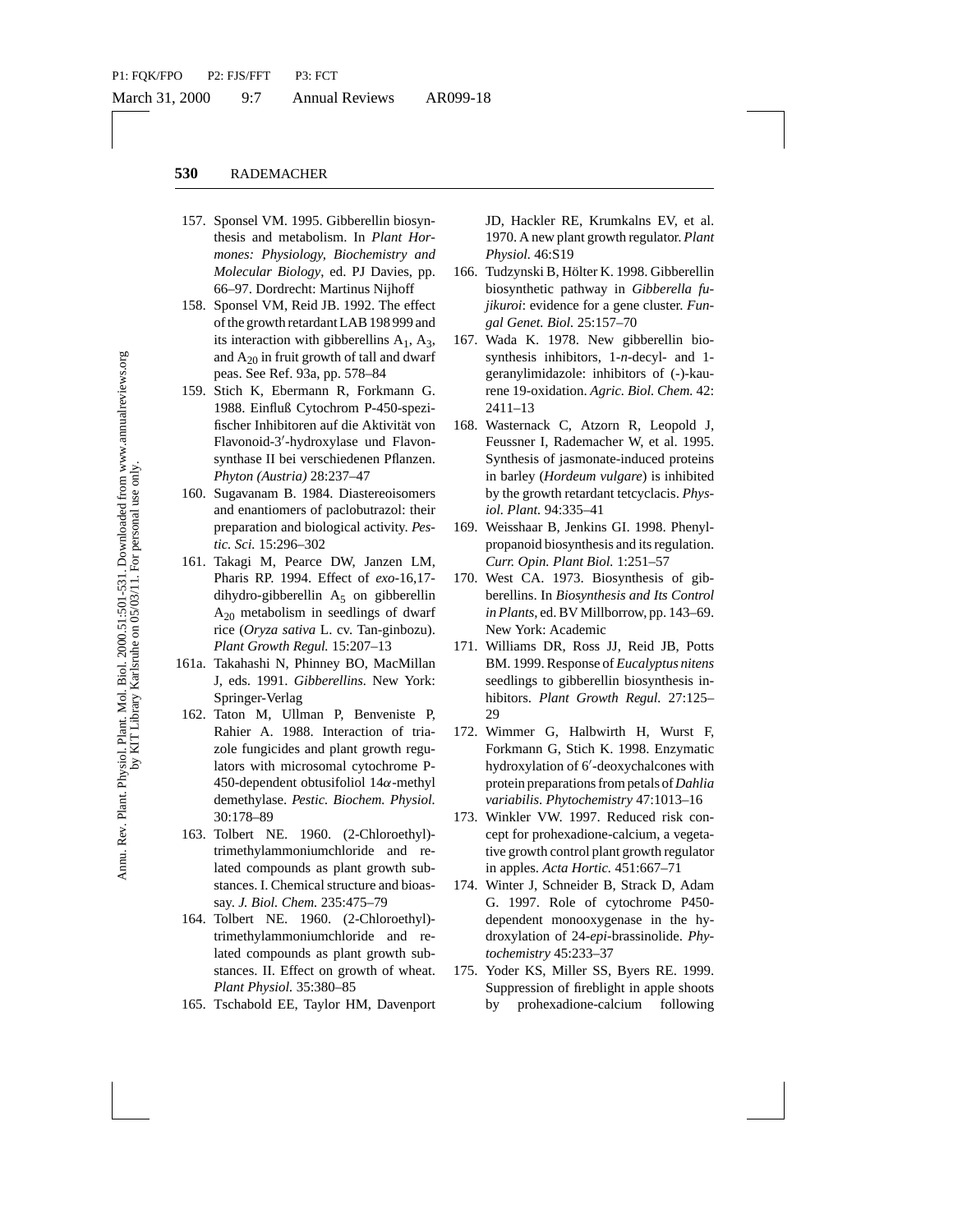157. Sponsel VM. 1995. Gibberellin biosynthesis and metabolism. In *Plant Hormones: Physiology, Biochemistry and Molecular Biology*, ed. PJ Davies, pp. 66–97. Dordrecht: Martinus Nijhoff
158. Sponsel VM, Reid JB. 1992. The effect of the growth retardant LAB 198 999 and its interaction with gibberellins $A_1$, $A_3$, and $A_{20}$ in fruit growth of tall and dwarf peas. See Ref. 93a, pp. 578–84
159. Stich K, Ebermann R, Forkmann G. 1988. Einfluß Cytochrom P-450-spezifischer Inhibitoren auf die Aktivität von Flavonoid-3′-hydroxylase und Flavonsynthase II bei verschiedenen Pflanzen. *Phyton (Austria)* 28:237–47
160. Sugavanam B. 1984. Diastereoisomers and enantiomers of paclobutrazol: their preparation and biological activity. *Pestic. Sci.* 15:296–302
161. Takagi M, Pearce DW, Janzen LM, Pharis RP. 1994. Effect of *exo*-16,17-dihydro-gibberellin $A_5$ on gibberellin $A_{20}$ metabolism in seedlings of dwarf rice (*Oryza sativa* L. cv. Tan-ginbozu). *Plant Growth Regul.* 15:207–13

161a. Takahashi N, Phinney BO, MacMillan J, eds. 1991. *Gibberellins*. New York: Springer-Verlag

162. Taton M, Ullman P, Benveniste P, Rahier A. 1988. Interaction of triazole fungicides and plant growth regulators with microsomal cytochrome P-450-dependent obtusifoliol 14$\alpha$-methyl demethylase. *Pestic. Biochem. Physiol.* 30:178–89
163. Tolbert NE. 1960. (2-Chloroethyl)-trimethylammoniumchloride and related compounds as plant growth substances. I. Chemical structure and bioassay. *J. Biol. Chem.* 235:475–79
164. Tolbert NE. 1960. (2-Chloroethyl)-trimethylammoniumchloride and related compounds as plant growth substances. II. Effect on growth of wheat. *Plant Physiol.* 35:380–85
165. Tschabold EE, Taylor HM, Davenport JD, Hackler RE, Krumkalns EV, et al. 1970. A new plant growth regulator. *Plant Physiol.* 46:S19
166. Tudzynski B, Hölter K. 1998. Gibberellin biosynthetic pathway in *Gibberella fujikuroi*: evidence for a gene cluster. *Fungal Genet. Biol.* 25:157–70
167. Wada K. 1978. New gibberellin biosynthesis inhibitors, 1-*n*-decyl- and 1-geranylimidazole: inhibitors of (-)-kaurene 19-oxidation. *Agric. Biol. Chem.* 42: 2411–13
168. Wasternack C, Atzorn R, Leopold J, Feussner I, Rademacher W, et al. 1995. Synthesis of jasmonate-induced proteins in barley (*Hordeum vulgare*) is inhibited by the growth retardant tetcyclacis. *Physiol. Plant.* 94:335–41
169. Weisshaar B, Jenkins GI. 1998. Phenylpropanoid biosynthesis and its regulation. *Curr. Opin. Plant Biol.* 1:251–57
170. West CA. 1973. Biosynthesis of gibberellins. In *Biosynthesis and Its Control in Plants*, ed. BV Millborrow, pp. 143–69. New York: Academic
171. Williams DR, Ross JJ, Reid JB, Potts BM. 1999. Response of *Eucalyptus nitens* seedlings to gibberellin biosynthesis inhibitors. *Plant Growth Regul.* 27:125–29
172. Wimmer G, Halbwirth H, Wurst F, Forkmann G, Stich K. 1998. Enzymatic hydroxylation of 6′-deoxychalcones with protein preparations from petals of *Dahlia variabilis*. *Phytochemistry* 47:1013–16
173. Winkler VW. 1997. Reduced risk concept for prohexadione-calcium, a vegetative growth control plant growth regulator in apples. *Acta Hortic.* 451:667–71
174. Winter J, Schneider B, Strack D, Adam G. 1997. Role of cytochrome P450-dependent monooxygenase in the hydroxylation of 24-*epi*-brassinolide. *Phytochemistry* 45:233–37
175. Yoder KS, Miller SS, Byers RE. 1999. Suppression of fireblight in apple shoots by prohexadione-calcium following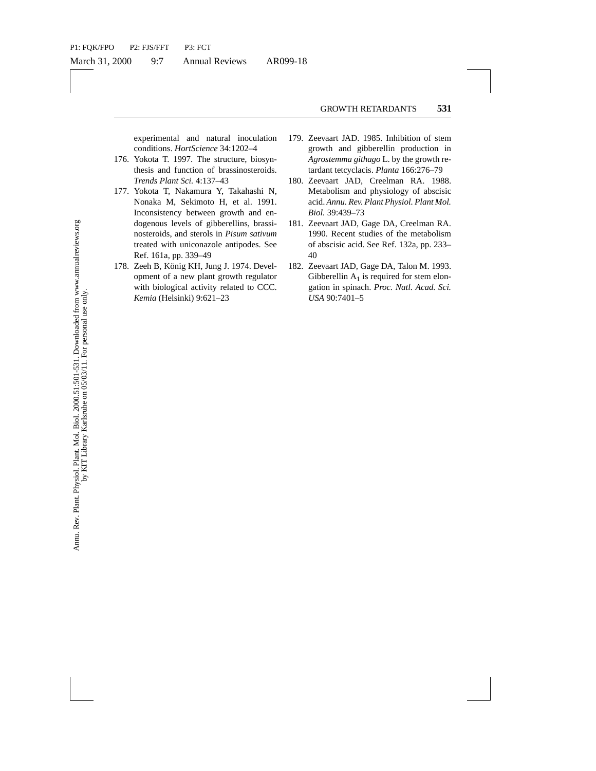experimental and natural inoculation conditions. *HortScience* 34:1202–4

176. Yokota T. 1997. The structure, biosynthesis and function of brassinosteroids. *Trends Plant Sci.* 4:137–43
177. Yokota T, Nakamura Y, Takahashi N, Nonaka M, Sekimoto H, et al. 1991. Inconsistency between growth and endogenous levels of gibberellins, brassinosteroids, and sterols in *Pisum sativum* treated with uniconazole antipodes. See Ref. 161a, pp. 339–49
178. Zeeh B, König KH, Jung J. 1974. Development of a new plant growth regulator with biological activity related to CCC. *Kemia* (Helsinki) 9:621–23
179. Zeevaart JAD. 1985. Inhibition of stem growth and gibberellin production in *Agrostemma githago* L. by the growth retardant tetcyclacis. *Planta* 166:276–79
180. Zeevaart JAD, Creelman RA. 1988. Metabolism and physiology of abscisic acid. *Annu. Rev. Plant Physiol. Plant Mol. Biol.* 39:439–73
181. Zeevaart JAD, Gage DA, Creelman RA. 1990. Recent studies of the metabolism of abscisic acid. See Ref. 132a, pp. 233–40
182. Zeevaart JAD, Gage DA, Talon M. 1993. Gibberellin $A_1$ is required for stem elongation in spinach. *Proc. Natl. Acad. Sci. USA* 90:7401–5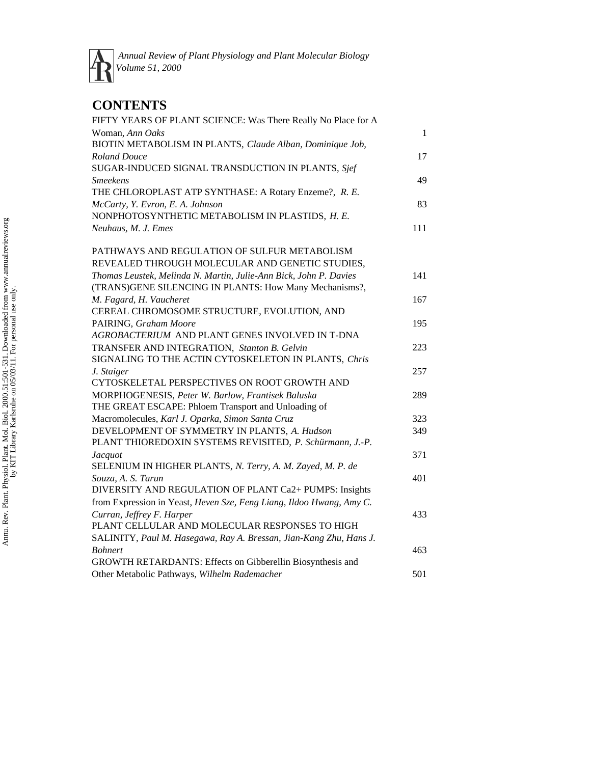Annual Review of Plant Physiology and Plant Molecular Biology
Volume 51, 2000

# CONTENTS

| | |
|---|---|
| FIFTY YEARS OF PLANT SCIENCE: Was There Really No Place for A Woman, *Ann Oaks* | 1 |
| BIOTIN METABOLISM IN PLANTS, *Claude Alban, Dominique Job, Roland Douce* | 17 |
| SUGAR-INDUCED SIGNAL TRANSDUCTION IN PLANTS, *Sjef Smeekens* | 49 |
| THE CHLOROPLAST ATP SYNTHASE: A Rotary Enzeme?, *R. E. McCarty, Y. Evron, E. A. Johnson* | 83 |
| NONPHOTOSYNTHETIC METABOLISM IN PLASTIDS, *H. E. Neuhaus, M. J. Emes* | 111 |
| PATHWAYS AND REGULATION OF SULFUR METABOLISM REVEALED THROUGH MOLECULAR AND GENETIC STUDIES, *Thomas Leustek, Melinda N. Martin, Julie-Ann Bick, John P. Davies* | 141 |
| (TRANS)GENE SILENCING IN PLANTS: How Many Mechanisms?, *M. Fagard, H. Vaucheret* | 167 |
| CEREAL CHROMOSOME STRUCTURE, EVOLUTION, AND PAIRING, *Graham Moore* | 195 |
| *AGROBACTERIUM* AND PLANT GENES INVOLVED IN T-DNA TRANSFER AND INTEGRATION, *Stanton B. Gelvin* | 223 |
| SIGNALING TO THE ACTIN CYTOSKELETON IN PLANTS, *Chris J. Staiger* | 257 |
| CYTOSKELETAL PERSPECTIVES ON ROOT GROWTH AND MORPHOGENESIS, *Peter W. Barlow, Frantisek Baluska* | 289 |
| THE GREAT ESCAPE: Phloem Transport and Unloading of Macromolecules, *Karl J. Oparka, Simon Santa Cruz* | 323 |
| DEVELOPMENT OF SYMMETRY IN PLANTS, *A. Hudson* | 349 |
| PLANT THIOREDOXIN SYSTEMS REVISITED, *P. Schürmann, J.-P. Jacquot* | 371 |
| SELENIUM IN HIGHER PLANTS, *N. Terry, A. M. Zayed, M. P. de Souza, A. S. Tarun* | 401 |
| DIVERSITY AND REGULATION OF PLANT Ca2+ PUMPS: Insights from Expression in Yeast, *Heven Sze, Feng Liang, Ildoo Hwang, Amy C. Curran, Jeffrey F. Harper* | 433 |
| PLANT CELLULAR AND MOLECULAR RESPONSES TO HIGH SALINITY, *Paul M. Hasegawa, Ray A. Bressan, Jian-Kang Zhu, Hans J. Bohnert* | 463 |
| GROWTH RETARDANTS: Effects on Gibberellin Biosynthesis and Other Metabolic Pathways, *Wilhelm Rademacher* | 501 |